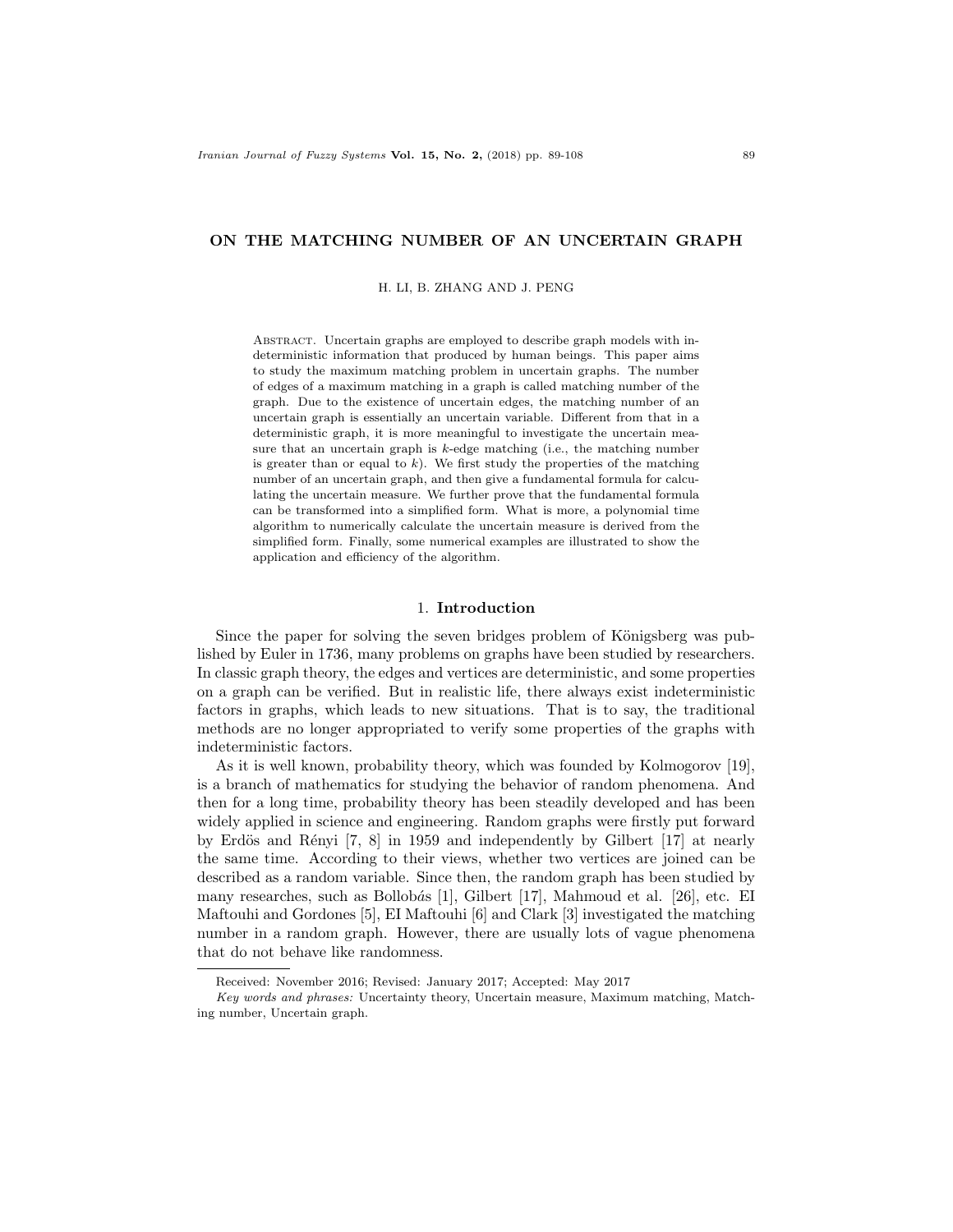# ON THE MATCHING NUMBER OF AN UNCERTAIN GRAPH

H. LI, B. ZHANG AND J. PENG

Abstract. Uncertain graphs are employed to describe graph models with indeterministic information that produced by human beings. This paper aims to study the maximum matching problem in uncertain graphs. The number of edges of a maximum matching in a graph is called matching number of the graph. Due to the existence of uncertain edges, the matching number of an uncertain graph is essentially an uncertain variable. Different from that in a deterministic graph, it is more meaningful to investigate the uncertain measure that an uncertain graph is $k$-edge matching (i.e., the matching number is greater than or equal to $k$). We first study the properties of the matching number of an uncertain graph, and then give a fundamental formula for calculating the uncertain measure. We further prove that the fundamental formula can be transformed into a simplified form. What is more, a polynomial time algorithm to numerically calculate the uncertain measure is derived from the simplified form. Finally, some numerical examples are illustrated to show the application and efficiency of the algorithm.

## 1. Introduction

Since the paper for solving the seven bridges problem of Königsberg was published by Euler in 1736, many problems on graphs have been studied by researchers. In classic graph theory, the edges and vertices are deterministic, and some properties on a graph can be verified. But in realistic life, there always exist indeterministic factors in graphs, which leads to new situations. That is to say, the traditional methods are no longer appropriated to verify some properties of the graphs with indeterministic factors.

As it is well known, probability theory, which was founded by Kolmogorov [19], is a branch of mathematics for studying the behavior of random phenomena. And then for a long time, probability theory has been steadily developed and has been widely applied in science and engineering. Random graphs were firstly put forward by Erdös and Rényi [7, 8] in 1959 and independently by Gilbert [17] at nearly the same time. According to their views, whether two vertices are joined can be described as a random variable. Since then, the random graph has been studied by many researches, such as Bollobás [1], Gilbert [17], Mahmoud et al. [26], etc. EI Maftouhi and Gordones [5], EI Maftouhi [6] and Clark [3] investigated the matching number in a random graph. However, there are usually lots of vague phenomena that do not behave like randomness.

---

Received: November 2016; Revised: January 2017; Accepted: May 2017

*Key words and phrases:* Uncertainty theory, Uncertain measure, Maximum matching, Matching number, Uncertain graph.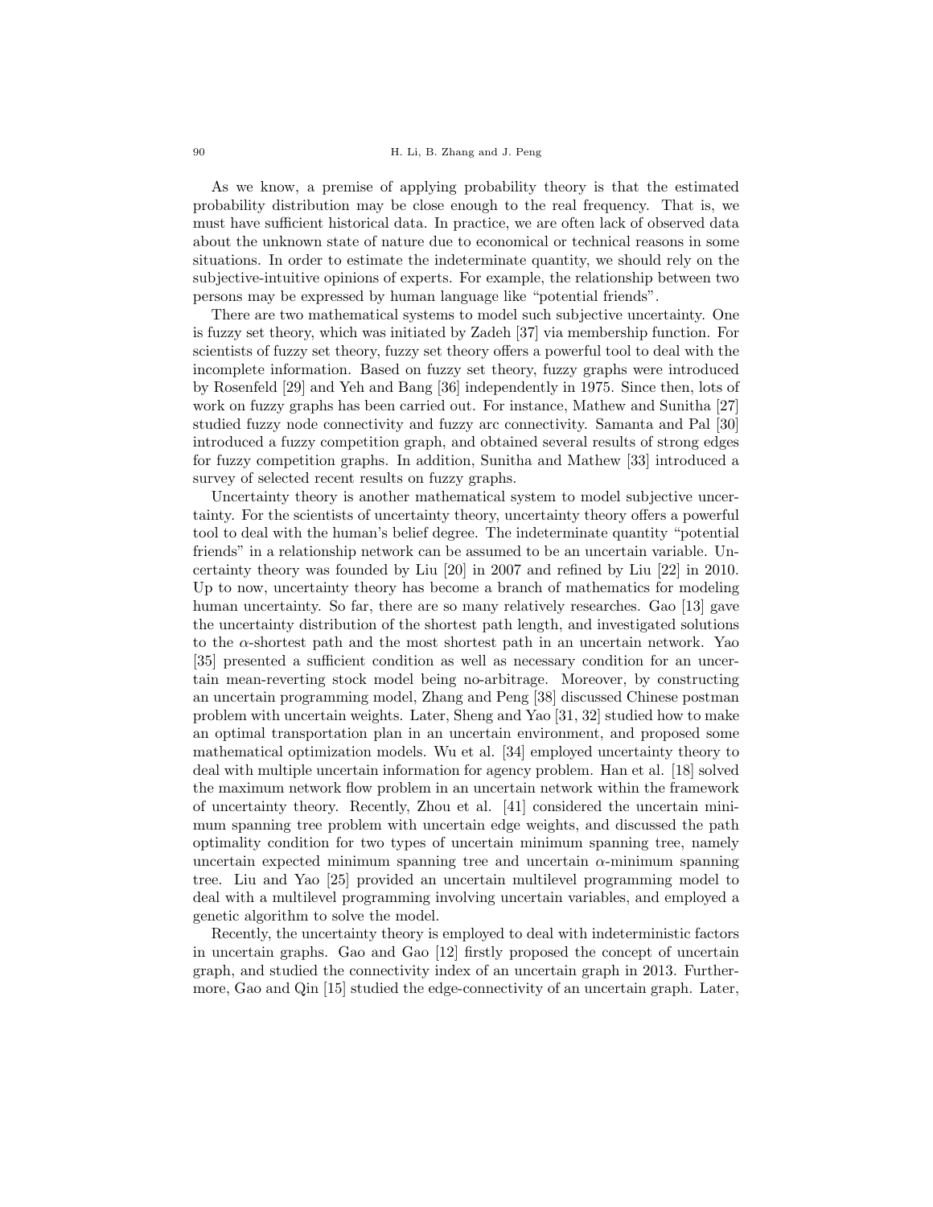As we know, a premise of applying probability theory is that the estimated probability distribution may be close enough to the real frequency. That is, we must have sufficient historical data. In practice, we are often lack of observed data about the unknown state of nature due to economical or technical reasons in some situations. In order to estimate the indeterminate quantity, we should rely on the subjective-intuitive opinions of experts. For example, the relationship between two persons may be expressed by human language like "potential friends".

There are two mathematical systems to model such subjective uncertainty. One is fuzzy set theory, which was initiated by Zadeh [37] via membership function. For scientists of fuzzy set theory, fuzzy set theory offers a powerful tool to deal with the incomplete information. Based on fuzzy set theory, fuzzy graphs were introduced by Rosenfeld [29] and Yeh and Bang [36] independently in 1975. Since then, lots of work on fuzzy graphs has been carried out. For instance, Mathew and Sunitha [27] studied fuzzy node connectivity and fuzzy arc connectivity. Samanta and Pal [30] introduced a fuzzy competition graph, and obtained several results of strong edges for fuzzy competition graphs. In addition, Sunitha and Mathew [33] introduced a survey of selected recent results on fuzzy graphs.

Uncertainty theory is another mathematical system to model subjective uncertainty. For the scientists of uncertainty theory, uncertainty theory offers a powerful tool to deal with the human's belief degree. The indeterminate quantity "potential friends" in a relationship network can be assumed to be an uncertain variable. Uncertainty theory was founded by Liu [20] in 2007 and refined by Liu [22] in 2010. Up to now, uncertainty theory has become a branch of mathematics for modeling human uncertainty. So far, there are so many relatively researches. Gao [13] gave the uncertainty distribution of the shortest path length, and investigated solutions to the $\alpha$-shortest path and the most shortest path in an uncertain network. Yao [35] presented a sufficient condition as well as necessary condition for an uncertain mean-reverting stock model being no-arbitrage. Moreover, by constructing an uncertain programming model, Zhang and Peng [38] discussed Chinese postman problem with uncertain weights. Later, Sheng and Yao [31, 32] studied how to make an optimal transportation plan in an uncertain environment, and proposed some mathematical optimization models. Wu et al. [34] employed uncertainty theory to deal with multiple uncertain information for agency problem. Han et al. [18] solved the maximum network flow problem in an uncertain network within the framework of uncertainty theory. Recently, Zhou et al. [41] considered the uncertain minimum spanning tree problem with uncertain edge weights, and discussed the path optimality condition for two types of uncertain minimum spanning tree, namely uncertain expected minimum spanning tree and uncertain $\alpha$-minimum spanning tree. Liu and Yao [25] provided an uncertain multilevel programming model to deal with a multilevel programming involving uncertain variables, and employed a genetic algorithm to solve the model.

Recently, the uncertainty theory is employed to deal with indeterministic factors in uncertain graphs. Gao and Gao [12] firstly proposed the concept of uncertain graph, and studied the connectivity index of an uncertain graph in 2013. Furthermore, Gao and Qin [15] studied the edge-connectivity of an uncertain graph. Later,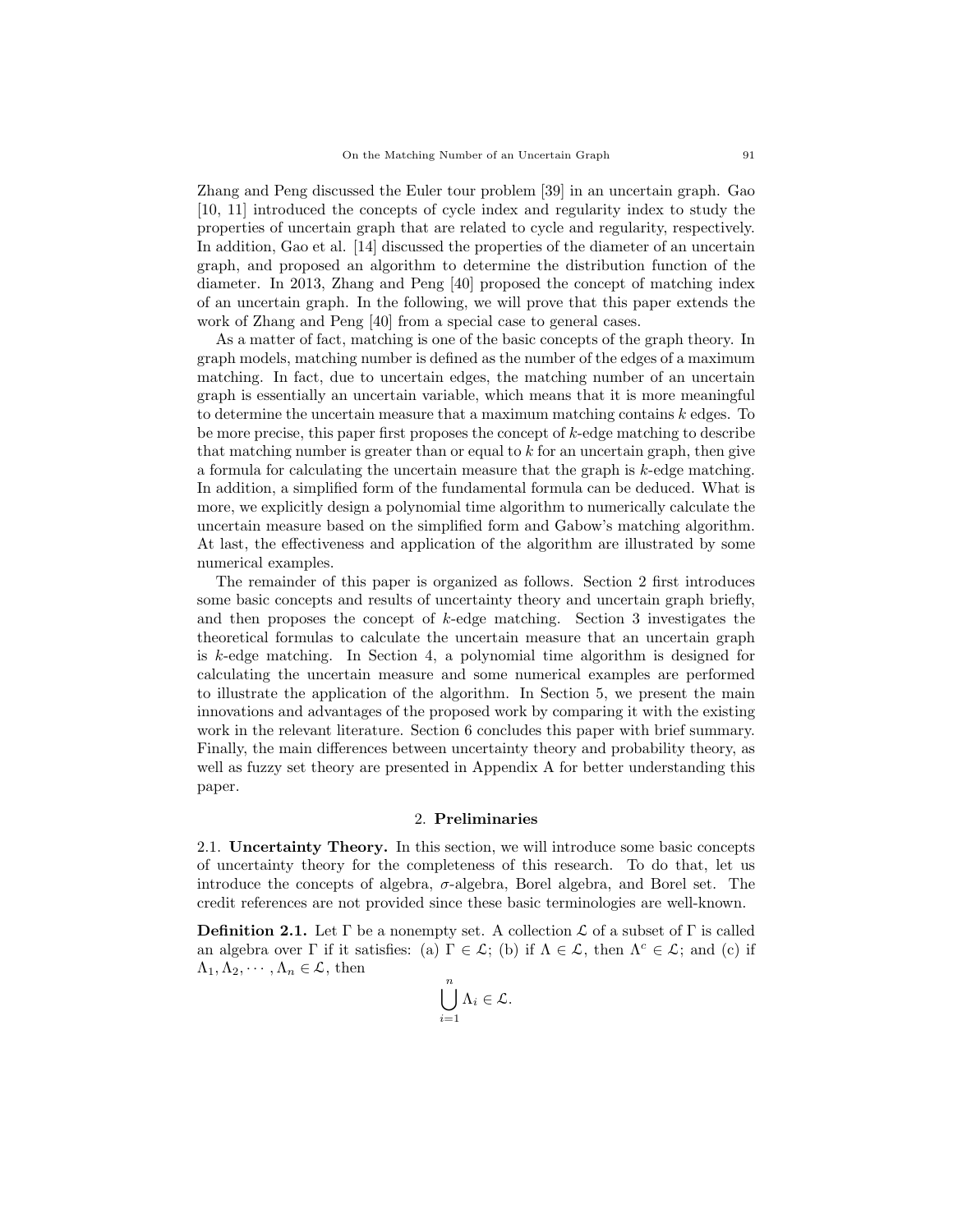Zhang and Peng discussed the Euler tour problem [39] in an uncertain graph. Gao [10, 11] introduced the concepts of cycle index and regularity index to study the properties of uncertain graph that are related to cycle and regularity, respectively. In addition, Gao et al. [14] discussed the properties of the diameter of an uncertain graph, and proposed an algorithm to determine the distribution function of the diameter. In 2013, Zhang and Peng [40] proposed the concept of matching index of an uncertain graph. In the following, we will prove that this paper extends the work of Zhang and Peng [40] from a special case to general cases.

As a matter of fact, matching is one of the basic concepts of the graph theory. In graph models, matching number is defined as the number of the edges of a maximum matching. In fact, due to uncertain edges, the matching number of an uncertain graph is essentially an uncertain variable, which means that it is more meaningful to determine the uncertain measure that a maximum matching contains $k$ edges. To be more precise, this paper first proposes the concept of $k$-edge matching to describe that matching number is greater than or equal to $k$ for an uncertain graph, then give a formula for calculating the uncertain measure that the graph is $k$-edge matching. In addition, a simplified form of the fundamental formula can be deduced. What is more, we explicitly design a polynomial time algorithm to numerically calculate the uncertain measure based on the simplified form and Gabow's matching algorithm. At last, the effectiveness and application of the algorithm are illustrated by some numerical examples.

The remainder of this paper is organized as follows. Section 2 first introduces some basic concepts and results of uncertainty theory and uncertain graph briefly, and then proposes the concept of $k$-edge matching. Section 3 investigates the theoretical formulas to calculate the uncertain measure that an uncertain graph is $k$-edge matching. In Section 4, a polynomial time algorithm is designed for calculating the uncertain measure and some numerical examples are performed to illustrate the application of the algorithm. In Section 5, we present the main innovations and advantages of the proposed work by comparing it with the existing work in the relevant literature. Section 6 concludes this paper with brief summary. Finally, the main differences between uncertainty theory and probability theory, as well as fuzzy set theory are presented in Appendix A for better understanding this paper.

## 2. Preliminaries

**2.1. Uncertainty Theory.** In this section, we will introduce some basic concepts of uncertainty theory for the completeness of this research. To do that, let us introduce the concepts of algebra, $\sigma$-algebra, Borel algebra, and Borel set. The credit references are not provided since these basic terminologies are well-known.

**Definition 2.1.** Let $\Gamma$ be a nonempty set. A collection $\mathcal{L}$ of a subset of $\Gamma$ is called an algebra over $\Gamma$ if it satisfies: (a) $\Gamma \in \mathcal{L}$; (b) if $\Lambda \in \mathcal{L}$, then $\Lambda^c \in \mathcal{L}$; and (c) if $\Lambda_1, \Lambda_2, \cdots, \Lambda_n \in \mathcal{L}$, then

$$\bigcup_{i=1}^{n} \Lambda_i \in \mathcal{L}.$$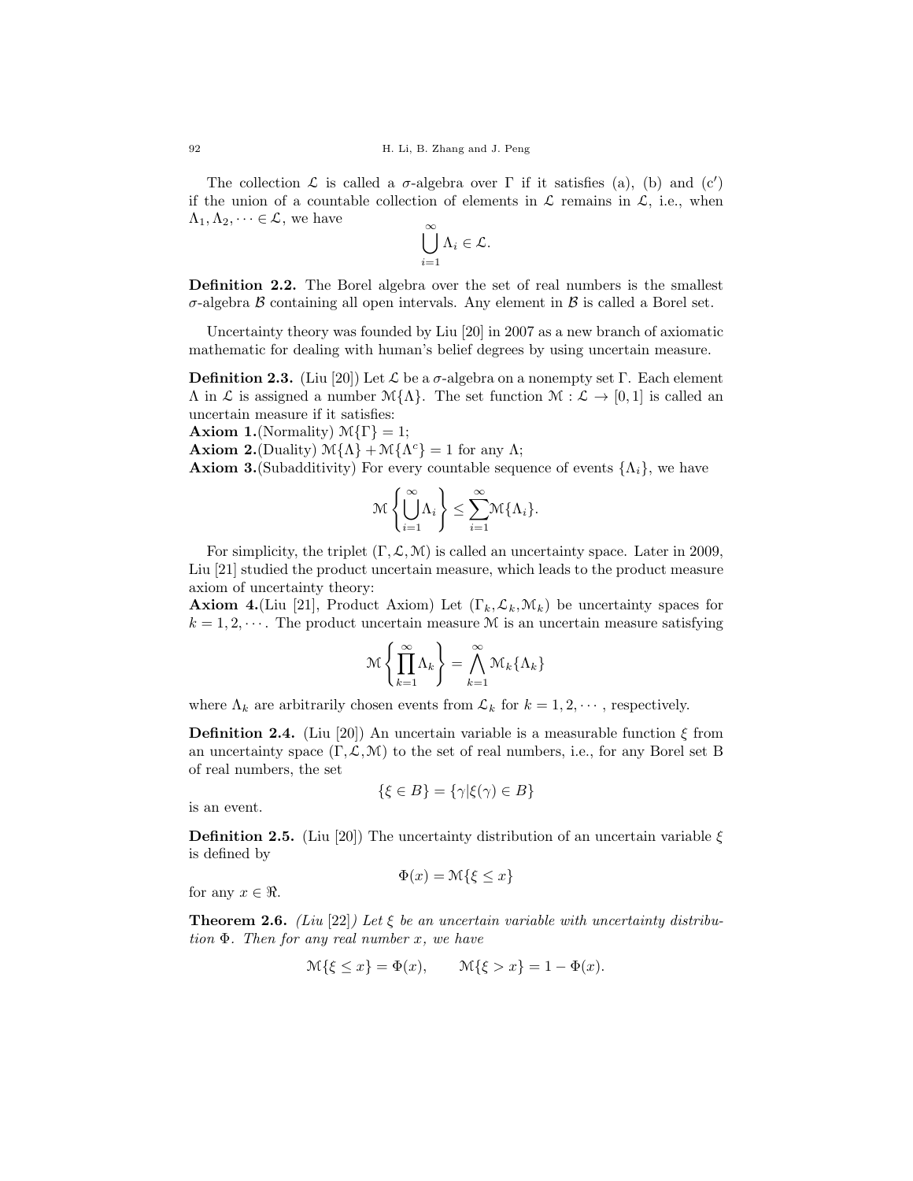The collection $\mathcal{L}$ is called a $\sigma$-algebra over $\Gamma$ if it satisfies (a), (b) and (c$'$) if the union of a countable collection of elements in $\mathcal{L}$ remains in $\mathcal{L}$, i.e., when $\Lambda_1, \Lambda_2, \cdots \in \mathcal{L}$, we have

$$\bigcup_{i=1}^{\infty} \Lambda_i \in \mathcal{L}.$$

**Definition 2.2.** The Borel algebra over the set of real numbers is the smallest $\sigma$-algebra $\mathcal{B}$ containing all open intervals. Any element in $\mathcal{B}$ is called a Borel set.

Uncertainty theory was founded by Liu [20] in 2007 as a new branch of axiomatic mathematic for dealing with human's belief degrees by using uncertain measure.

**Definition 2.3.** (Liu [20]) Let $\mathcal{L}$ be a $\sigma$-algebra on a nonempty set $\Gamma$. Each element $\Lambda$ in $\mathcal{L}$ is assigned a number $\mathcal{M}\{\Lambda\}$. The set function $\mathcal{M} : \mathcal{L} \to [0, 1]$ is called an uncertain measure if it satisfies:

**Axiom 1.**(Normality) $\mathcal{M}\{\Gamma\} = 1$;

**Axiom 2.**(Duality) $\mathcal{M}\{\Lambda\} + \mathcal{M}\{\Lambda^c\} = 1$ for any $\Lambda$;

**Axiom 3.**(Subadditivity) For every countable sequence of events $\{\Lambda_i\}$, we have

$$\mathcal{M}\left\{\bigcup_{i=1}^{\infty} \Lambda_i\right\} \leq \sum_{i=1}^{\infty} \mathcal{M}\{\Lambda_i\}.$$

For simplicity, the triplet $(\Gamma, \mathcal{L}, \mathcal{M})$ is called an uncertainty space. Later in 2009, Liu [21] studied the product uncertain measure, which leads to the product measure axiom of uncertainty theory:

**Axiom 4.**(Liu [21], Product Axiom) Let $(\Gamma_k, \mathcal{L}_k, \mathcal{M}_k)$ be uncertainty spaces for $k = 1, 2, \cdots$. The product uncertain measure $\mathcal{M}$ is an uncertain measure satisfying

$$\mathcal{M}\left\{\prod_{k=1}^{\infty} \Lambda_k\right\} = \bigwedge_{k=1}^{\infty} \mathcal{M}_k\{\Lambda_k\}$$

where $\Lambda_k$ are arbitrarily chosen events from $\mathcal{L}_k$ for $k = 1, 2, \cdots$, respectively.

**Definition 2.4.** (Liu [20]) An uncertain variable is a measurable function $\xi$ from an uncertainty space $(\Gamma, \mathcal{L}, \mathcal{M})$ to the set of real numbers, i.e., for any Borel set B of real numbers, the set

$$\{\xi \in B\} = \{\gamma | \xi(\gamma) \in B\}$$

is an event.

**Definition 2.5.** (Liu [20]) The uncertainty distribution of an uncertain variable $\xi$ is defined by

$$\Phi(x) = \mathcal{M}\{\xi \leq x\}$$

for any $x \in \Re$.

**Theorem 2.6.** *(Liu [22]) Let $\xi$ be an uncertain variable with uncertainty distribution $\Phi$. Then for any real number $x$, we have*

$$\mathcal{M}\{\xi \leq x\} = \Phi(x), \qquad \mathcal{M}\{\xi > x\} = 1 - \Phi(x).$$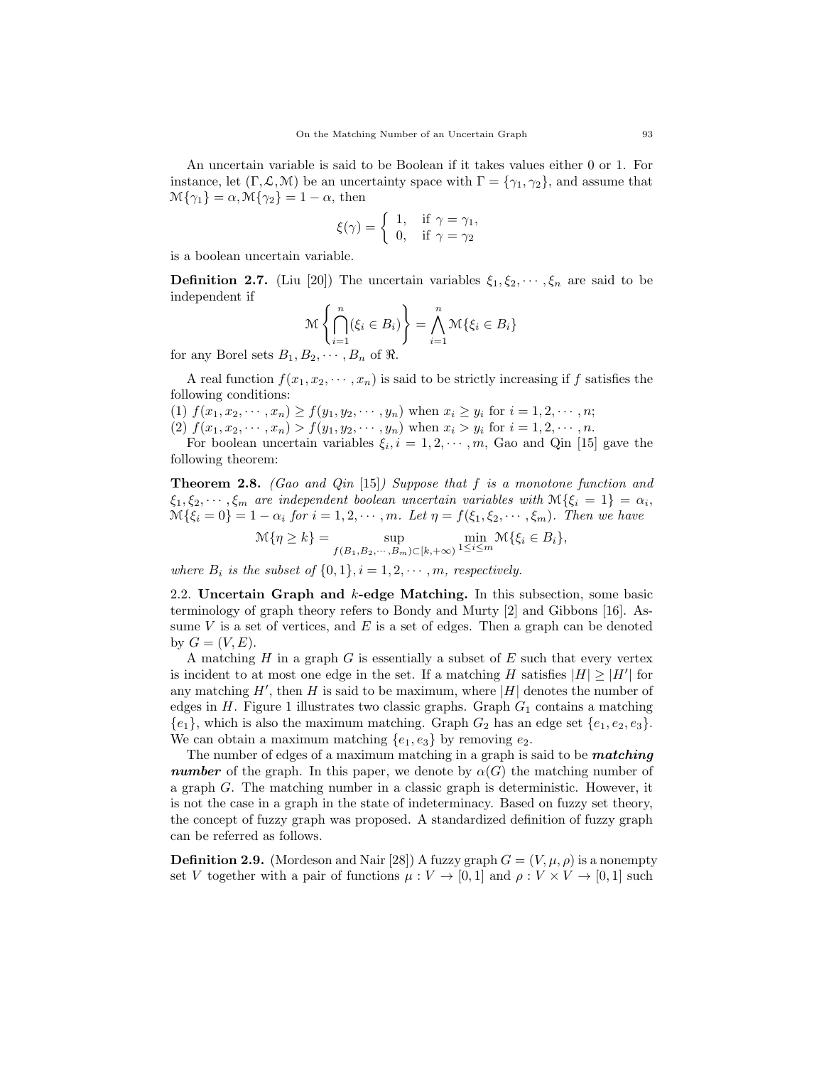An uncertain variable is said to be Boolean if it takes values either 0 or 1. For instance, let $(\Gamma, \mathcal{L}, \mathcal{M})$ be an uncertainty space with $\Gamma = \{\gamma_1, \gamma_2\}$, and assume that $\mathcal{M}\{\gamma_1\} = \alpha, \mathcal{M}\{\gamma_2\} = 1 - \alpha$, then

$$\xi(\gamma) = \begin{cases} 1, & \text{if } \gamma = \gamma_1, \\ 0, & \text{if } \gamma = \gamma_2 \end{cases}$$

is a boolean uncertain variable.

**Definition 2.7.** (Liu [20]) The uncertain variables $\xi_1, \xi_2, \cdots, \xi_n$ are said to be independent if

$$\mathcal{M}\left\{\bigcap_{i=1}^{n}(\xi_i \in B_i)\right\} = \bigwedge_{i=1}^{n} \mathcal{M}\{\xi_i \in B_i\}$$

for any Borel sets $B_1, B_2, \cdots, B_n$ of $\Re$.

A real function $f(x_1, x_2, \cdots, x_n)$ is said to be strictly increasing if $f$ satisfies the following conditions:
(1) $f(x_1, x_2, \cdots, x_n) \geq f(y_1, y_2, \cdots, y_n)$ when $x_i \geq y_i$ for $i = 1, 2, \cdots, n$;
(2) $f(x_1, x_2, \cdots, x_n) > f(y_1, y_2, \cdots, y_n)$ when $x_i > y_i$ for $i = 1, 2, \cdots, n$.

For boolean uncertain variables $\xi_i, i = 1, 2, \cdots, m$, Gao and Qin [15] gave the following theorem:

**Theorem 2.8.** *(Gao and Qin [15]) Suppose that $f$ is a monotone function and $\xi_1, \xi_2, \cdots, \xi_m$ are independent boolean uncertain variables with $\mathcal{M}\{\xi_i = 1\} = \alpha_i$, $\mathcal{M}\{\xi_i = 0\} = 1 - \alpha_i$ for $i = 1, 2, \cdots, m$. Let $\eta = f(\xi_1, \xi_2, \cdots, \xi_m)$. Then we have*

$$\mathcal{M}\{\eta \geq k\} = \sup_{f(B_1, B_2, \cdots, B_m) \subset [k, +\infty)} \min_{1 \leq i \leq m} \mathcal{M}\{\xi_i \in B_i\},$$

*where $B_i$ is the subset of $\{0, 1\}, i = 1, 2, \cdots, m$, respectively.*

### 2.2. Uncertain Graph and $k$-edge Matching.

In this subsection, some basic terminology of graph theory refers to Bondy and Murty [2] and Gibbons [16]. Assume $V$ is a set of vertices, and $E$ is a set of edges. Then a graph can be denoted by $G = (V, E)$.

A matching $H$ in a graph $G$ is essentially a subset of $E$ such that every vertex is incident to at most one edge in the set. If a matching $H$ satisfies $|H| \geq |H'|$ for any matching $H'$, then $H$ is said to be maximum, where $|H|$ denotes the number of edges in $H$. Figure 1 illustrates two classic graphs. Graph $G_1$ contains a matching $\{e_1\}$, which is also the maximum matching. Graph $G_2$ has an edge set $\{e_1, e_2, e_3\}$. We can obtain a maximum matching $\{e_1, e_3\}$ by removing $e_2$.

The number of edges of a maximum matching in a graph is said to be ***matching number*** of the graph. In this paper, we denote by $\alpha(G)$ the matching number of a graph $G$. The matching number in a classic graph is deterministic. However, it is not the case in a graph in the state of indeterminacy. Based on fuzzy set theory, the concept of fuzzy graph was proposed. A standardized definition of fuzzy graph can be referred as follows.

**Definition 2.9.** (Mordeson and Nair [28]) A fuzzy graph $G = (V, \mu, \rho)$ is a nonempty set $V$ together with a pair of functions $\mu : V \to [0, 1]$ and $\rho : V \times V \to [0, 1]$ such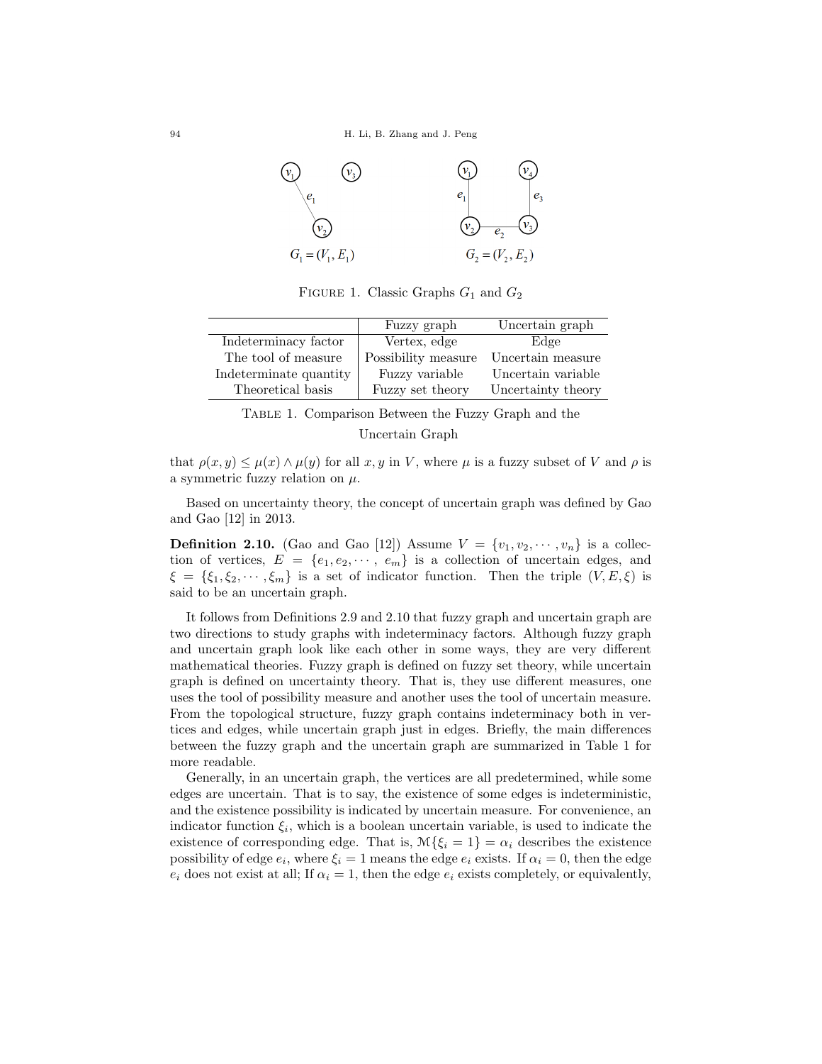FIGURE 1. Classic Graphs $G_1$ and $G_2$

| | Fuzzy graph | Uncertain graph |
|---|---|---|
| Indeterminacy factor | Vertex, edge | Edge |
| The tool of measure | Possibility measure | Uncertain measure |
| Indeterminate quantity | Fuzzy variable | Uncertain variable |
| Theoretical basis | Fuzzy set theory | Uncertainty theory |

TABLE 1. Comparison Between the Fuzzy Graph and the Uncertain Graph

that $\rho(x, y) \leq \mu(x) \wedge \mu(y)$ for all $x, y$ in $V$, where $\mu$ is a fuzzy subset of $V$ and $\rho$ is a symmetric fuzzy relation on $\mu$.

Based on uncertainty theory, the concept of uncertain graph was defined by Gao and Gao [12] in 2013.

**Definition 2.10.** (Gao and Gao [12]) Assume $V = \{v_1, v_2, \cdots, v_n\}$ is a collection of vertices, $E = \{e_1, e_2, \cdots, e_m\}$ is a collection of uncertain edges, and $\xi = \{\xi_1, \xi_2, \cdots, \xi_m\}$ is a set of indicator function. Then the triple $(V, E, \xi)$ is said to be an uncertain graph.

It follows from Definitions 2.9 and 2.10 that fuzzy graph and uncertain graph are two directions to study graphs with indeterminacy factors. Although fuzzy graph and uncertain graph look like each other in some ways, they are very different mathematical theories. Fuzzy graph is defined on fuzzy set theory, while uncertain graph is defined on uncertainty theory. That is, they use different measures, one uses the tool of possibility measure and another uses the tool of uncertain measure. From the topological structure, fuzzy graph contains indeterminacy both in vertices and edges, while uncertain graph just in edges. Briefly, the main differences between the fuzzy graph and the uncertain graph are summarized in Table 1 for more readable.

Generally, in an uncertain graph, the vertices are all predetermined, while some edges are uncertain. That is to say, the existence of some edges is indeterministic, and the existence possibility is indicated by uncertain measure. For convenience, an indicator function $\xi_i$, which is a boolean uncertain variable, is used to indicate the existence of corresponding edge. That is, $\mathcal{M}\{\xi_i = 1\} = \alpha_i$ describes the existence possibility of edge $e_i$, where $\xi_i = 1$ means the edge $e_i$ exists. If $\alpha_i = 0$, then the edge $e_i$ does not exist at all; If $\alpha_i = 1$, then the edge $e_i$ exists completely, or equivalently,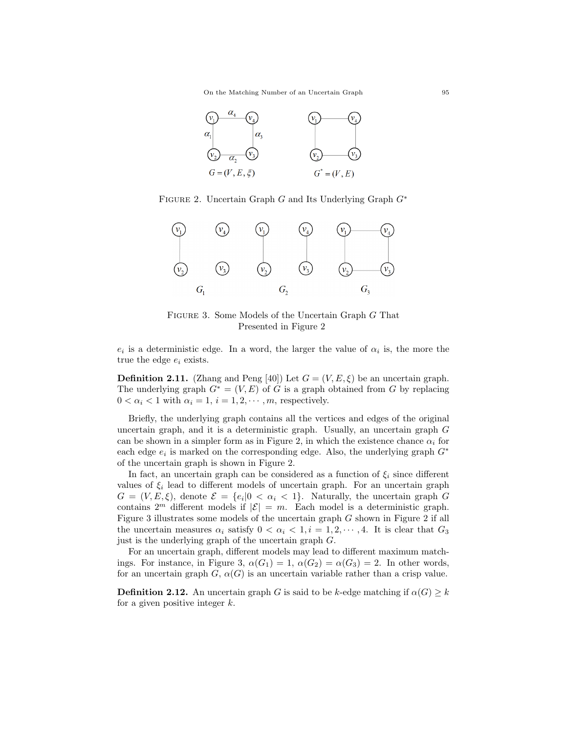FIGURE 2. Uncertain Graph $G$ and Its Underlying Graph $G^*$

FIGURE 3. Some Models of the Uncertain Graph $G$ That Presented in Figure 2

$e_i$ is a deterministic edge. In a word, the larger the value of $\alpha_i$ is, the more the true the edge $e_i$ exists.

**Definition 2.11.** (Zhang and Peng [40]) Let $G = (V, E, \xi)$ be an uncertain graph. The underlying graph $G^* = (V, E)$ of $G$ is a graph obtained from $G$ by replacing $0 < \alpha_i < 1$ with $\alpha_i = 1$, $i = 1, 2, \cdots, m$, respectively.

Briefly, the underlying graph contains all the vertices and edges of the original uncertain graph, and it is a deterministic graph. Usually, an uncertain graph $G$ can be shown in a simpler form as in Figure 2, in which the existence chance $\alpha_i$ for each edge $e_i$ is marked on the corresponding edge. Also, the underlying graph $G^*$ of the uncertain graph is shown in Figure 2.

In fact, an uncertain graph can be considered as a function of $\xi_i$ since different values of $\xi_i$ lead to different models of uncertain graph. For an uncertain graph $G = (V, E, \xi)$, denote $\mathcal{E} = \{e_i | 0 < \alpha_i < 1\}$. Naturally, the uncertain graph $G$ contains $2^m$ different models if $|\mathcal{E}| = m$. Each model is a deterministic graph. Figure 3 illustrates some models of the uncertain graph $G$ shown in Figure 2 if all the uncertain measures $\alpha_i$ satisfy $0 < \alpha_i < 1, i = 1, 2, \cdots, 4$. It is clear that $G_3$ just is the underlying graph of the uncertain graph $G$.

For an uncertain graph, different models may lead to different maximum matchings. For instance, in Figure 3, $\alpha(G_1) = 1$, $\alpha(G_2) = \alpha(G_3) = 2$. In other words, for an uncertain graph $G$, $\alpha(G)$ is an uncertain variable rather than a crisp value.

**Definition 2.12.** An uncertain graph $G$ is said to be $k$-edge matching if $\alpha(G) \geq k$ for a given positive integer $k$.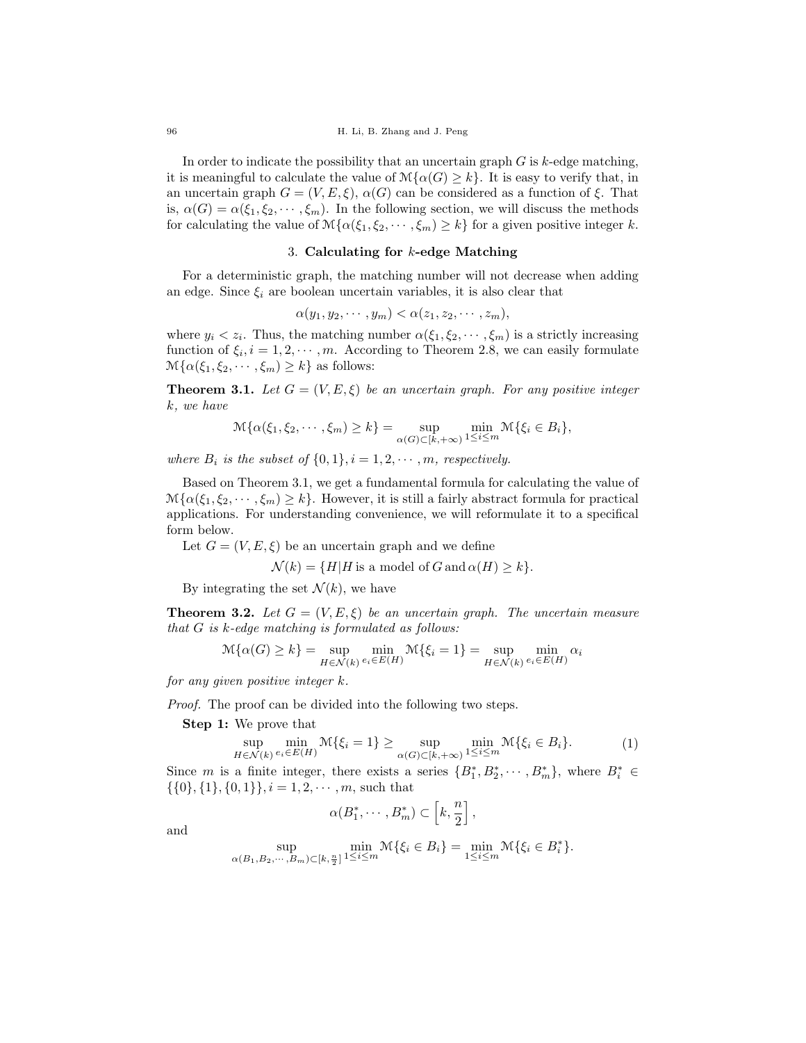In order to indicate the possibility that an uncertain graph $G$ is $k$-edge matching, it is meaningful to calculate the value of $\mathcal{M}\{\alpha(G) \geq k\}$. It is easy to verify that, in an uncertain graph $G = (V, E, \xi)$, $\alpha(G)$ can be considered as a function of $\xi$. That is, $\alpha(G) = \alpha(\xi_1, \xi_2, \cdots, \xi_m)$. In the following section, we will discuss the methods for calculating the value of $\mathcal{M}\{\alpha(\xi_1, \xi_2, \cdots, \xi_m) \geq k\}$ for a given positive integer $k$.

## 3. Calculating for $k$-edge Matching

For a deterministic graph, the matching number will not decrease when adding an edge. Since $\xi_i$ are boolean uncertain variables, it is also clear that

$$\alpha(y_1, y_2, \cdots, y_m) < \alpha(z_1, z_2, \cdots, z_m),$$

where $y_i < z_i$. Thus, the matching number $\alpha(\xi_1, \xi_2, \cdots, \xi_m)$ is a strictly increasing function of $\xi_i, i = 1, 2, \cdots, m$. According to Theorem 2.8, we can easily formulate $\mathcal{M}\{\alpha(\xi_1, \xi_2, \cdots, \xi_m) \geq k\}$ as follows:

**Theorem 3.1.** *Let $G = (V, E, \xi)$ be an uncertain graph. For any positive integer $k$, we have*

$$\mathcal{M}\{\alpha(\xi_1, \xi_2, \cdots, \xi_m) \geq k\} = \sup_{\alpha(G) \subset [k, +\infty)} \min_{1 \leq i \leq m} \mathcal{M}\{\xi_i \in B_i\},$$

*where $B_i$ is the subset of $\{0, 1\}, i = 1, 2, \cdots, m$, respectively.*

Based on Theorem 3.1, we get a fundamental formula for calculating the value of $\mathcal{M}\{\alpha(\xi_1, \xi_2, \cdots, \xi_m) \geq k\}$. However, it is still a fairly abstract formula for practical applications. For understanding convenience, we will reformulate it to a specifical form below.

Let $G = (V, E, \xi)$ be an uncertain graph and we define

$$\mathcal{N}(k) = \{H | H \text{ is a model of } G \text{ and } \alpha(H) \geq k\}.$$

By integrating the set $\mathcal{N}(k)$, we have

**Theorem 3.2.** *Let $G = (V, E, \xi)$ be an uncertain graph. The uncertain measure that $G$ is $k$-edge matching is formulated as follows:*

$$\mathcal{M}\{\alpha(G) \geq k\} = \sup_{H \in \mathcal{N}(k)} \min_{e_i \in E(H)} \mathcal{M}\{\xi_i = 1\} = \sup_{H \in \mathcal{N}(k)} \min_{e_i \in E(H)} \alpha_i$$

*for any given positive integer $k$.*

*Proof.* The proof can be divided into the following two steps.

**Step 1:** We prove that

$$\sup_{H \in \mathcal{N}(k)} \min_{e_i \in E(H)} \mathcal{M}\{\xi_i = 1\} \geq \sup_{\alpha(G) \subset [k, +\infty)} \min_{1 \leq i \leq m} \mathcal{M}\{\xi_i \in B_i\}. \tag{1}$$

Since $m$ is a finite integer, there exists a series $\{B_1^*, B_2^*, \cdots, B_m^*\}$, where $B_i^* \in \{\{0\}, \{1\}, \{0, 1\}\}, i = 1, 2, \cdots, m$, such that

$$\alpha(B_1^*, \cdots, B_m^*) \subset \left[k, \frac{n}{2}\right],$$

and

$$\sup_{\alpha(B_1, B_2, \cdots, B_m) \subset [k, \frac{n}{2}]} \min_{1 \leq i \leq m} \mathcal{M}\{\xi_i \in B_i\} = \min_{1 \leq i \leq m} \mathcal{M}\{\xi_i \in B_i^*\}.$$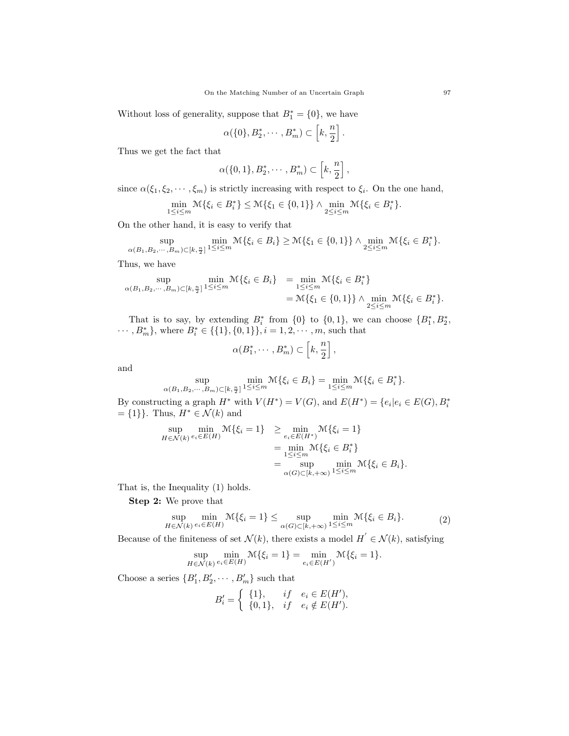Without loss of generality, suppose that $B_1^* = \{0\}$, we have

$$\alpha(\{0\}, B_2^*, \cdots, B_m^*) \subset \left[k, \frac{n}{2}\right].$$

Thus we get the fact that

$$\alpha(\{0, 1\}, B_2^*, \cdots, B_m^*) \subset \left[k, \frac{n}{2}\right],$$

since $\alpha(\xi_1, \xi_2, \cdots, \xi_m)$ is strictly increasing with respect to $\xi_i$. On the one hand,

$$\min_{1 \le i \le m} \mathcal{M}\{\xi_i \in B_i^*\} \le \mathcal{M}\{\xi_1 \in \{0, 1\}\} \wedge \min_{2 \le i \le m} \mathcal{M}\{\xi_i \in B_i^*\}.$$

On the other hand, it is easy to verify that

$$\sup_{\alpha(B_1, B_2, \cdots, B_m) \subset [k, \frac{n}{2}]} \min_{1 \le i \le m} \mathcal{M}\{\xi_i \in B_i\} \ge \mathcal{M}\{\xi_1 \in \{0, 1\}\} \wedge \min_{2 \le i \le m} \mathcal{M}\{\xi_i \in B_i^*\}.$$

Thus, we have

$$\begin{aligned}
\sup_{\alpha(B_1, B_2, \cdots, B_m) \subset [k, \frac{n}{2}]} \min_{1 \le i \le m} \mathcal{M}\{\xi_i \in B_i\} &= \min_{1 \le i \le m} \mathcal{M}\{\xi_i \in B_i^*\} \\
&= \mathcal{M}\{\xi_1 \in \{0, 1\}\} \wedge \min_{2 \le i \le m} \mathcal{M}\{\xi_i \in B_i^*\}.
\end{aligned}$$

That is to say, by extending $B_i^*$ from $\{0\}$ to $\{0, 1\}$, we can choose $\{B_1^*, B_2^*, \cdots, B_m^*\}$, where $B_i^* \in \{\{1\}, \{0, 1\}\}, i = 1, 2, \cdots, m$, such that

$$\alpha(B_1^*, \cdots, B_m^*) \subset \left[k, \frac{n}{2}\right],$$

and

$$\sup_{\alpha(B_1, B_2, \cdots, B_m) \subset [k, \frac{n}{2}]} \min_{1 \le i \le m} \mathcal{M}\{\xi_i \in B_i\} = \min_{1 \le i \le m} \mathcal{M}\{\xi_i \in B_i^*\}.$$

By constructing a graph $H^*$ with $V(H^*) = V(G)$, and $E(H^*) = \{e_i | e_i \in E(G), B_i^* = \{1\}\}$. Thus, $H^* \in \mathcal{N}(k)$ and

$$\begin{aligned}
\sup_{H \in \mathcal{N}(k)} \min_{e_i \in E(H)} \mathcal{M}\{\xi_i = 1\} &\ge \min_{e_i \in E(H^*)} \mathcal{M}\{\xi_i = 1\} \\
&= \min_{1 \le i \le m} \mathcal{M}\{\xi_i \in B_i^*\} \\
&= \sup_{\alpha(G) \subset [k, +\infty)} \min_{1 \le i \le m} \mathcal{M}\{\xi_i \in B_i\}.
\end{aligned}$$

That is, the Inequality (1) holds.

**Step 2:** We prove that

$$\sup_{H \in \mathcal{N}(k)} \min_{e_i \in E(H)} \mathcal{M}\{\xi_i = 1\} \le \sup_{\alpha(G) \subset [k, +\infty)} \min_{1 \le i \le m} \mathcal{M}\{\xi_i \in B_i\}. \tag{2}$$

Because of the finiteness of set $\mathcal{N}(k)$, there exists a model $H' \in \mathcal{N}(k)$, satisfying

$$\sup_{H \in \mathcal{N}(k)} \min_{e_i \in E(H)} \mathcal{M}\{\xi_i = 1\} = \min_{e_i \in E(H')} \mathcal{M}\{\xi_i = 1\}.$$

Choose a series $\{B_1', B_2', \cdots, B_m'\}$ such that

$$B_i' = \begin{cases} \{1\}, & if \quad e_i \in E(H'), \\ \{0, 1\}, & if \quad e_i \notin E(H'). \end{cases}$$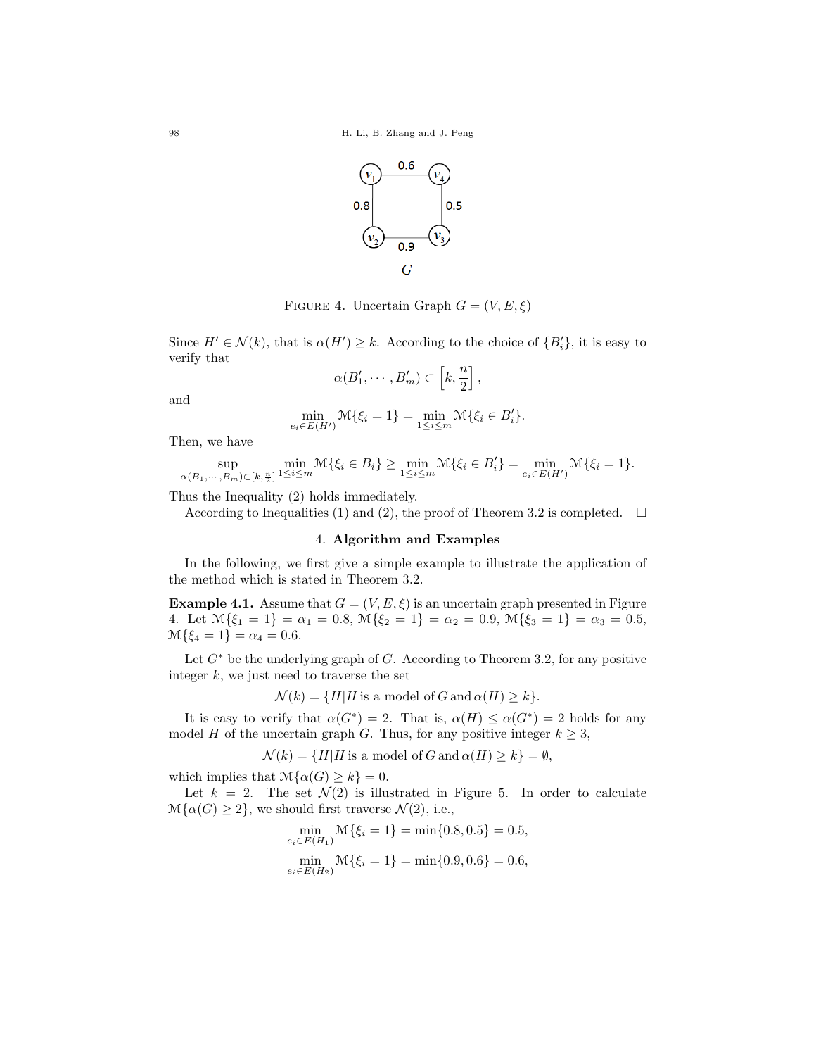FIGURE 4. Uncertain Graph $G = (V, E, \xi)$

Since $H' \in \mathcal{N}(k)$, that is $\alpha(H') \geq k$. According to the choice of $\{B_i'\}$, it is easy to verify that

$$\alpha(B_1', \cdots, B_m') \subset \left[k, \frac{n}{2}\right],$$

and

$$\min_{e_i \in E(H')} \mathcal{M}\{\xi_i = 1\} = \min_{1 \leq i \leq m} \mathcal{M}\{\xi_i \in B_i'\}.$$

Then, we have

$$\sup_{\alpha(B_1, \cdots, B_m) \subset [k, \frac{n}{2}]} \min_{1 \leq i \leq m} \mathcal{M}\{\xi_i \in B_i\} \geq \min_{1 \leq i \leq m} \mathcal{M}\{\xi_i \in B_i'\} = \min_{e_i \in E(H')} \mathcal{M}\{\xi_i = 1\}.$$

Thus the Inequality (2) holds immediately.

According to Inequalities (1) and (2), the proof of Theorem 3.2 is completed. □

## 4. Algorithm and Examples

In the following, we first give a simple example to illustrate the application of the method which is stated in Theorem 3.2.

**Example 4.1.** Assume that $G = (V, E, \xi)$ is an uncertain graph presented in Figure 4. Let $\mathcal{M}\{\xi_1 = 1\} = \alpha_1 = 0.8$, $\mathcal{M}\{\xi_2 = 1\} = \alpha_2 = 0.9$, $\mathcal{M}\{\xi_3 = 1\} = \alpha_3 = 0.5$, $\mathcal{M}\{\xi_4 = 1\} = \alpha_4 = 0.6$.

Let $G^*$ be the underlying graph of $G$. According to Theorem 3.2, for any positive integer $k$, we just need to traverse the set

$$\mathcal{N}(k) = \{H | H \text{ is a model of } G \text{ and } \alpha(H) \geq k\}.$$

It is easy to verify that $\alpha(G^*) = 2$. That is, $\alpha(H) \leq \alpha(G^*) = 2$ holds for any model $H$ of the uncertain graph $G$. Thus, for any positive integer $k \geq 3$,

$$\mathcal{N}(k) = \{H | H \text{ is a model of } G \text{ and } \alpha(H) \geq k\} = \emptyset,$$

which implies that $\mathcal{M}\{\alpha(G) \geq k\} = 0$.

Let $k = 2$. The set $\mathcal{N}(2)$ is illustrated in Figure 5. In order to calculate $\mathcal{M}\{\alpha(G) \geq 2\}$, we should first traverse $\mathcal{N}(2)$, i.e.,

$$\min_{e_i \in E(H_1)} \mathcal{M}\{\xi_i = 1\} = \min\{0.8, 0.5\} = 0.5,$$

$$\min_{e_i \in E(H_2)} \mathcal{M}\{\xi_i = 1\} = \min\{0.9, 0.6\} = 0.6,$$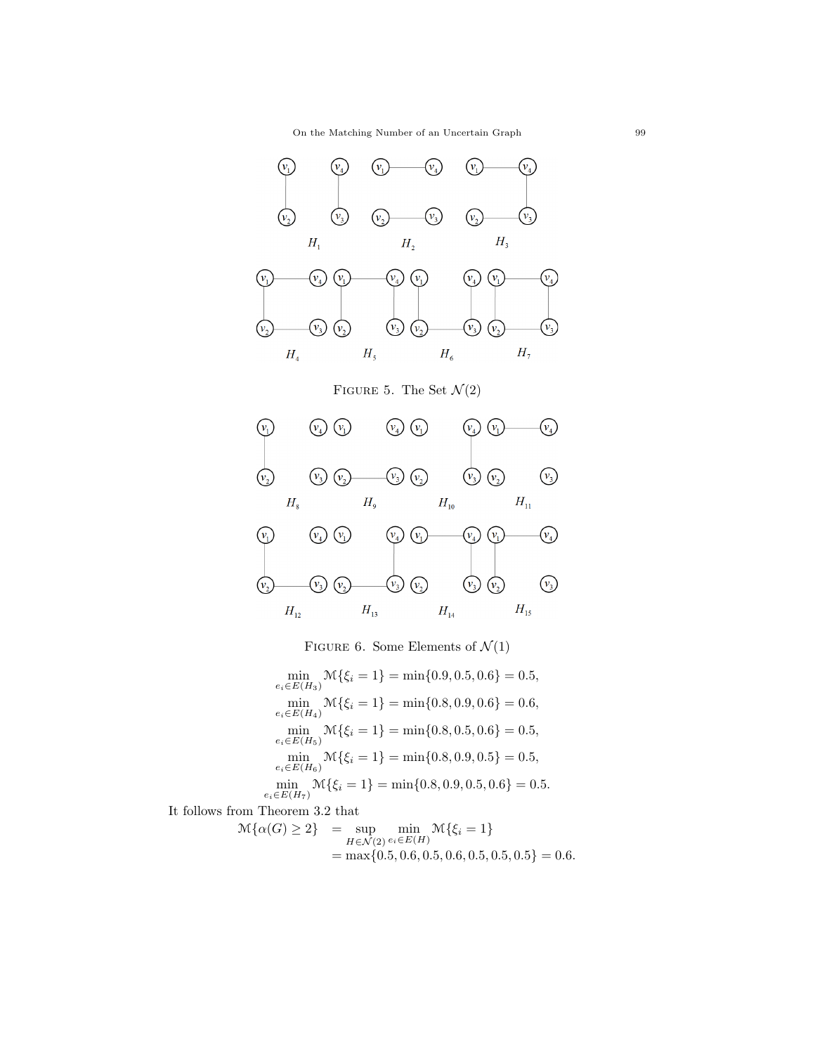FIGURE 5. The Set $\mathcal{N}(2)$

FIGURE 6. Some Elements of $\mathcal{N}(1)$

$$\min_{e_i \in E(H_3)} \mathcal{M}\{\xi_i = 1\} = \min\{0.9, 0.5, 0.6\} = 0.5,$$

$$\min_{e_i \in E(H_4)} \mathcal{M}\{\xi_i = 1\} = \min\{0.8, 0.9, 0.6\} = 0.6,$$

$$\min_{e_i \in E(H_5)} \mathcal{M}\{\xi_i = 1\} = \min\{0.8, 0.5, 0.6\} = 0.5,$$

$$\min_{e_i \in E(H_6)} \mathcal{M}\{\xi_i = 1\} = \min\{0.8, 0.9, 0.5\} = 0.5,$$

$$\min_{e_i \in E(H_7)} \mathcal{M}\{\xi_i = 1\} = \min\{0.8, 0.9, 0.5, 0.6\} = 0.5.$$

It follows from Theorem 3.2 that

$$\begin{aligned} \mathcal{M}\{\alpha(G) \geq 2\} &= \sup_{H \in \mathcal{N}(2)} \min_{e_i \in E(H)} \mathcal{M}\{\xi_i = 1\} \\ &= \max\{0.5, 0.6, 0.5, 0.6, 0.5, 0.5, 0.5\} = 0.6. \end{aligned}$$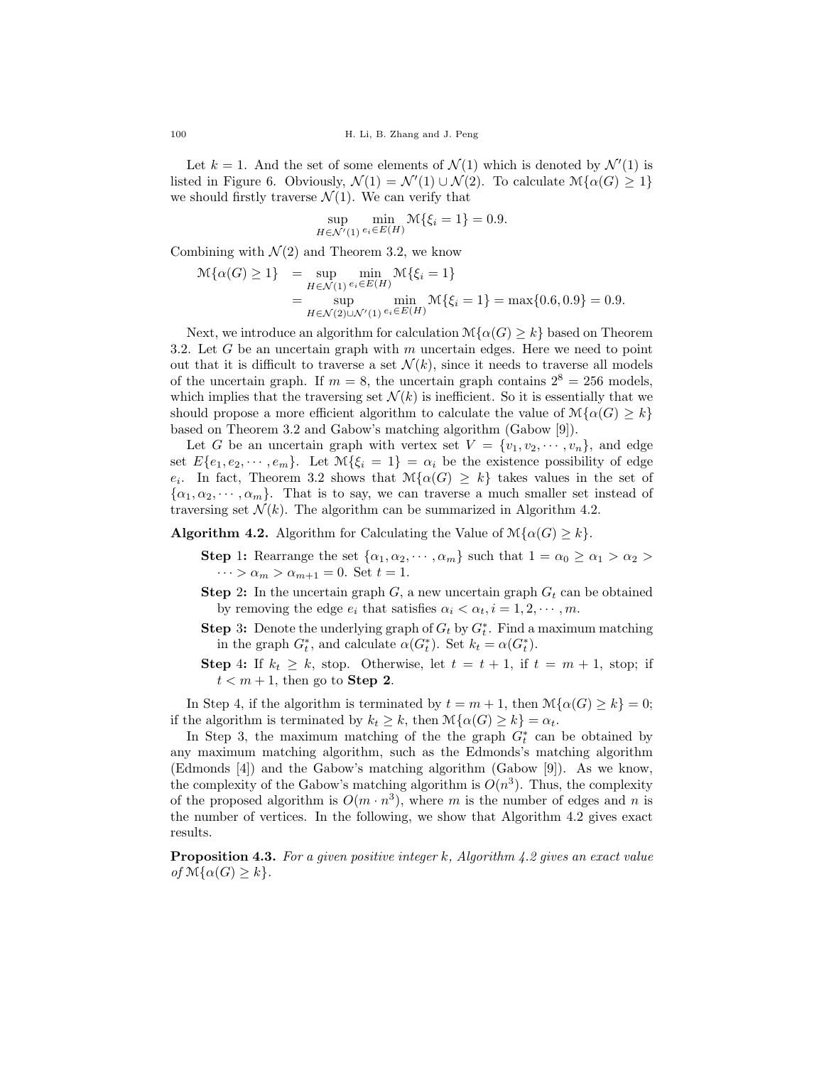Let $k = 1$. And the set of some elements of $\mathcal{N}(1)$ which is denoted by $\mathcal{N}'(1)$ is listed in Figure 6. Obviously, $\mathcal{N}(1) = \mathcal{N}'(1) \cup \mathcal{N}(2)$. To calculate $\mathcal{M}\{\alpha(G) \geq 1\}$ we should firstly traverse $\mathcal{N}(1)$. We can verify that

$$\sup_{H \in \mathcal{N}'(1)} \min_{e_i \in E(H)} \mathcal{M}\{\xi_i = 1\} = 0.9.$$

Combining with $\mathcal{N}(2)$ and Theorem 3.2, we know

$$\begin{aligned}
\mathcal{M}\{\alpha(G) \geq 1\} &= \sup_{H \in \mathcal{N}(1)} \min_{e_i \in E(H)} \mathcal{M}\{\xi_i = 1\} \\
&= \sup_{H \in \mathcal{N}(2) \cup \mathcal{N}'(1)} \min_{e_i \in E(H)} \mathcal{M}\{\xi_i = 1\} = \max\{0.6, 0.9\} = 0.9.
\end{aligned}$$

Next, we introduce an algorithm for calculation $\mathcal{M}\{\alpha(G) \geq k\}$ based on Theorem 3.2. Let $G$ be an uncertain graph with $m$ uncertain edges. Here we need to point out that it is difficult to traverse a set $\mathcal{N}(k)$, since it needs to traverse all models of the uncertain graph. If $m = 8$, the uncertain graph contains $2^8 = 256$ models, which implies that the traversing set $\mathcal{N}(k)$ is inefficient. So it is essentially that we should propose a more efficient algorithm to calculate the value of $\mathcal{M}\{\alpha(G) \geq k\}$ based on Theorem 3.2 and Gabow's matching algorithm (Gabow [9]).

Let $G$ be an uncertain graph with vertex set $V = \{v_1, v_2, \cdots, v_n\}$, and edge set $E\{e_1, e_2, \cdots, e_m\}$. Let $\mathcal{M}\{\xi_i = 1\} = \alpha_i$ be the existence possibility of edge $e_i$. In fact, Theorem 3.2 shows that $\mathcal{M}\{\alpha(G) \geq k\}$ takes values in the set of $\{\alpha_1, \alpha_2, \cdots, \alpha_m\}$. That is to say, we can traverse a much smaller set instead of traversing set $\mathcal{N}(k)$. The algorithm can be summarized in Algorithm 4.2.

**Algorithm 4.2.** Algorithm for Calculating the Value of $\mathcal{M}\{\alpha(G) \geq k\}$.

- **Step 1:** Rearrange the set $\{\alpha_1, \alpha_2, \cdots, \alpha_m\}$ such that $1 = \alpha_0 \geq \alpha_1 > \alpha_2 > \cdots > \alpha_m > \alpha_{m+1} = 0$. Set $t = 1$.
- **Step 2:** In the uncertain graph $G$, a new uncertain graph $G_t$ can be obtained by removing the edge $e_i$ that satisfies $\alpha_i < \alpha_t, i = 1, 2, \cdots, m$.
- **Step 3:** Denote the underlying graph of $G_t$ by $G_t^*$. Find a maximum matching in the graph $G_t^*$, and calculate $\alpha(G_t^*)$. Set $k_t = \alpha(G_t^*)$.
- **Step 4:** If $k_t \geq k$, stop. Otherwise, let $t = t + 1$, if $t = m + 1$, stop; if $t < m + 1$, then go to **Step 2**.

In Step 4, if the algorithm is terminated by $t = m + 1$, then $\mathcal{M}\{\alpha(G) \geq k\} = 0$; if the algorithm is terminated by $k_t \geq k$, then $\mathcal{M}\{\alpha(G) \geq k\} = \alpha_t$.

In Step 3, the maximum matching of the the graph $G_t^*$ can be obtained by any maximum matching algorithm, such as the Edmonds's matching algorithm (Edmonds [4]) and the Gabow's matching algorithm (Gabow [9]). As we know, the complexity of the Gabow's matching algorithm is $O(n^3)$. Thus, the complexity of the proposed algorithm is $O(m \cdot n^3)$, where $m$ is the number of edges and $n$ is the number of vertices. In the following, we show that Algorithm 4.2 gives exact results.

**Proposition 4.3.** *For a given positive integer $k$, Algorithm 4.2 gives an exact value of $\mathcal{M}\{\alpha(G) \geq k\}$.*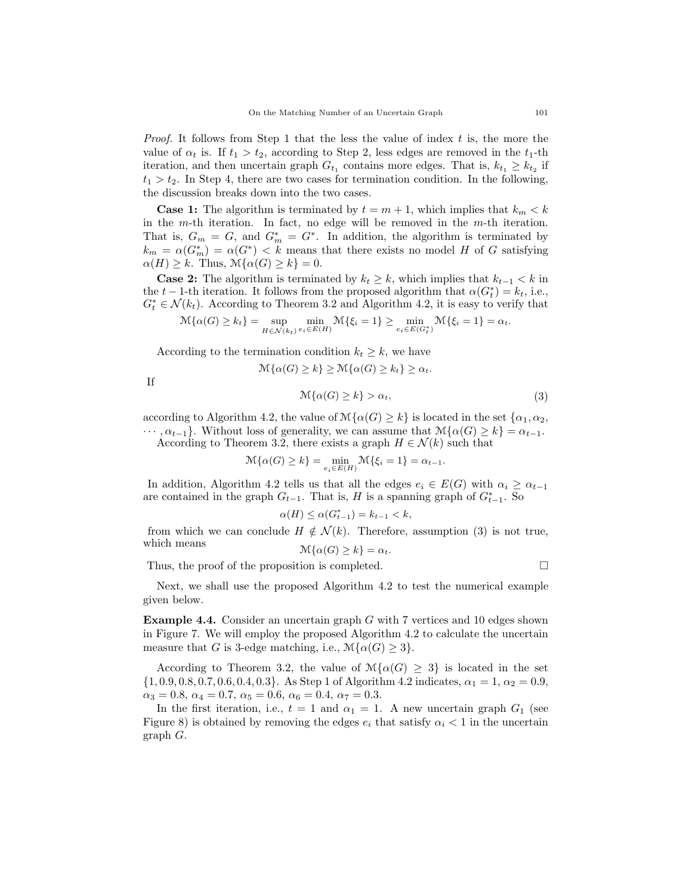*Proof.* It follows from Step 1 that the less the value of index $t$ is, the more the value of $\alpha_t$ is. If $t_1 > t_2$, according to Step 2, less edges are removed in the $t_1$-th iteration, and then uncertain graph $G_{t_1}$ contains more edges. That is, $k_{t_1} \geq k_{t_2}$ if $t_1 > t_2$. In Step 4, there are two cases for termination condition. In the following, the discussion breaks down into the two cases.

**Case 1:** The algorithm is terminated by $t = m+1$, which implies that $k_m < k$ in the $m$-th iteration. In fact, no edge will be removed in the $m$-th iteration. That is, $G_m = G$, and $G_m^* = G^*$. In addition, the algorithm is terminated by $k_m = \alpha(G_m^*) = \alpha(G^*) < k$ means that there exists no model $H$ of $G$ satisfying $\alpha(H) \geq k$. Thus, $\mathcal{M}\{\alpha(G) \geq k\} = 0$.

**Case 2:** The algorithm is terminated by $k_t \geq k$, which implies that $k_{t-1} < k$ in the $t-1$-th iteration. It follows from the proposed algorithm that $\alpha(G_t^*) = k_t$, i.e., $G_t^* \in \mathcal{N}(k_t)$. According to Theorem 3.2 and Algorithm 4.2, it is easy to verify that

$$\mathcal{M}\{\alpha(G) \geq k_t\} = \sup_{H \in \mathcal{N}(k_t)} \min_{e_i \in E(H)} \mathcal{M}\{\xi_i = 1\} \geq \min_{e_i \in E(G_t^*)} \mathcal{M}\{\xi_i = 1\} = \alpha_t.$$

According to the termination condition $k_t \geq k$, we have

$$\mathcal{M}\{\alpha(G) \geq k\} \geq \mathcal{M}\{\alpha(G) \geq k_t\} \geq \alpha_t.$$

If

$$\mathcal{M}\{\alpha(G) \geq k\} > \alpha_t, \tag{3}$$

according to Algorithm 4.2, the value of $\mathcal{M}\{\alpha(G) \geq k\}$ is located in the set $\{\alpha_1, \alpha_2, \cdots, \alpha_{t-1}\}$. Without loss of generality, we can assume that $\mathcal{M}\{\alpha(G) \geq k\} = \alpha_{t-1}$.

According to Theorem 3.2, there exists a graph $H \in \mathcal{N}(k)$ such that

$$\mathcal{M}\{\alpha(G) \geq k\} = \min_{e_i \in E(H)} \mathcal{M}\{\xi_i = 1\} = \alpha_{t-1}.$$

In addition, Algorithm 4.2 tells us that all the edges $e_i \in E(G)$ with $\alpha_i \geq \alpha_{t-1}$ are contained in the graph $G_{t-1}$. That is, $H$ is a spanning graph of $G_{t-1}^*$. So

$$\alpha(H) \leq \alpha(G_{t-1}^*) = k_{t-1} < k,$$

from which we can conclude $H \notin \mathcal{N}(k)$. Therefore, assumption (3) is not true, which means

$$\mathcal{M}\{\alpha(G) \geq k\} = \alpha_t.$$

Thus, the proof of the proposition is completed. $\square$

Next, we shall use the proposed Algorithm 4.2 to test the numerical example given below.

**Example 4.4.** Consider an uncertain graph $G$ with 7 vertices and 10 edges shown in Figure 7. We will employ the proposed Algorithm 4.2 to calculate the uncertain measure that $G$ is 3-edge matching, i.e., $\mathcal{M}\{\alpha(G) \geq 3\}$.

According to Theorem 3.2, the value of $\mathcal{M}\{\alpha(G) \geq 3\}$ is located in the set $\{1, 0.9, 0.8, 0.7, 0.6, 0.4, 0.3\}$. As Step 1 of Algorithm 4.2 indicates, $\alpha_1 = 1$, $\alpha_2 = 0.9$, $\alpha_3 = 0.8$, $\alpha_4 = 0.7$, $\alpha_5 = 0.6$, $\alpha_6 = 0.4$, $\alpha_7 = 0.3$.

In the first iteration, i.e., $t = 1$ and $\alpha_1 = 1$. A new uncertain graph $G_1$ (see Figure 8) is obtained by removing the edges $e_i$ that satisfy $\alpha_i < 1$ in the uncertain graph $G$.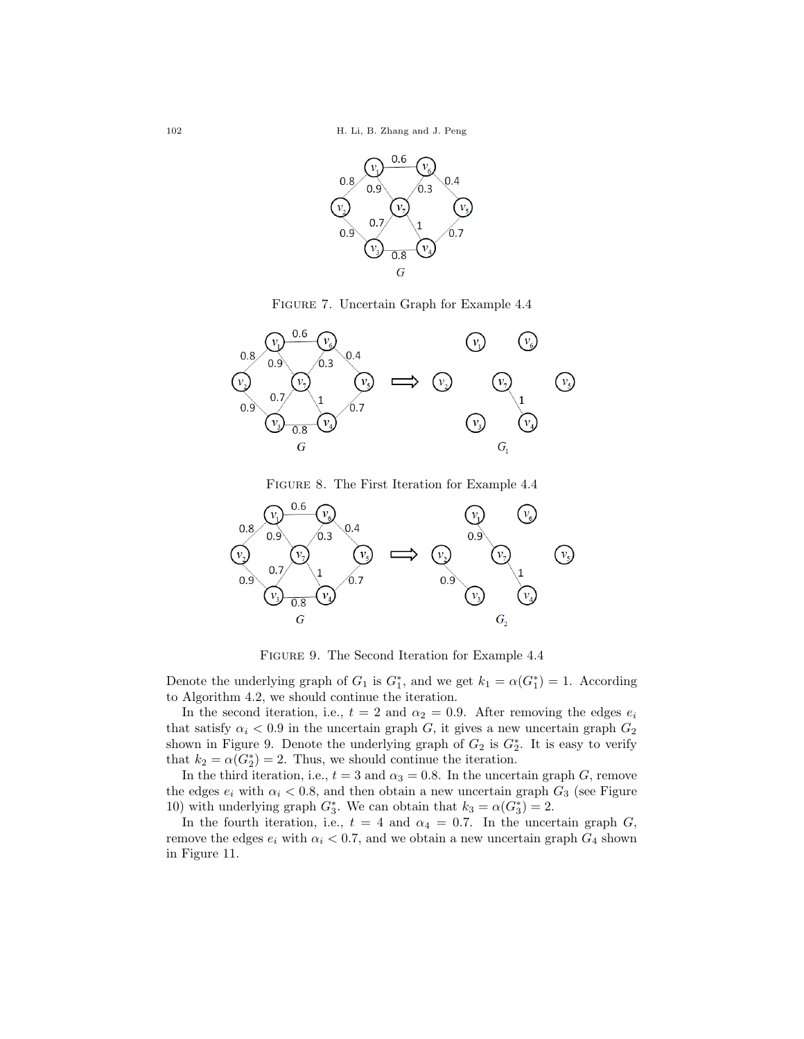FIGURE 7. Uncertain Graph for Example 4.4

FIGURE 8. The First Iteration for Example 4.4

FIGURE 9. The Second Iteration for Example 4.4

Denote the underlying graph of $G_1$ is $G_1^*$, and we get $k_1 = \alpha(G_1^*) = 1$. According to Algorithm 4.2, we should continue the iteration.

In the second iteration, i.e., $t = 2$ and $\alpha_2 = 0.9$. After removing the edges $e_i$ that satisfy $\alpha_i < 0.9$ in the uncertain graph $G$, it gives a new uncertain graph $G_2$ shown in Figure 9. Denote the underlying graph of $G_2$ is $G_2^*$. It is easy to verify that $k_2 = \alpha(G_2^*) = 2$. Thus, we should continue the iteration.

In the third iteration, i.e., $t = 3$ and $\alpha_3 = 0.8$. In the uncertain graph $G$, remove the edges $e_i$ with $\alpha_i < 0.8$, and then obtain a new uncertain graph $G_3$ (see Figure 10) with underlying graph $G_3^*$. We can obtain that $k_3 = \alpha(G_3^*) = 2$.

In the fourth iteration, i.e., $t = 4$ and $\alpha_4 = 0.7$. In the uncertain graph $G$, remove the edges $e_i$ with $\alpha_i < 0.7$, and we obtain a new uncertain graph $G_4$ shown in Figure 11.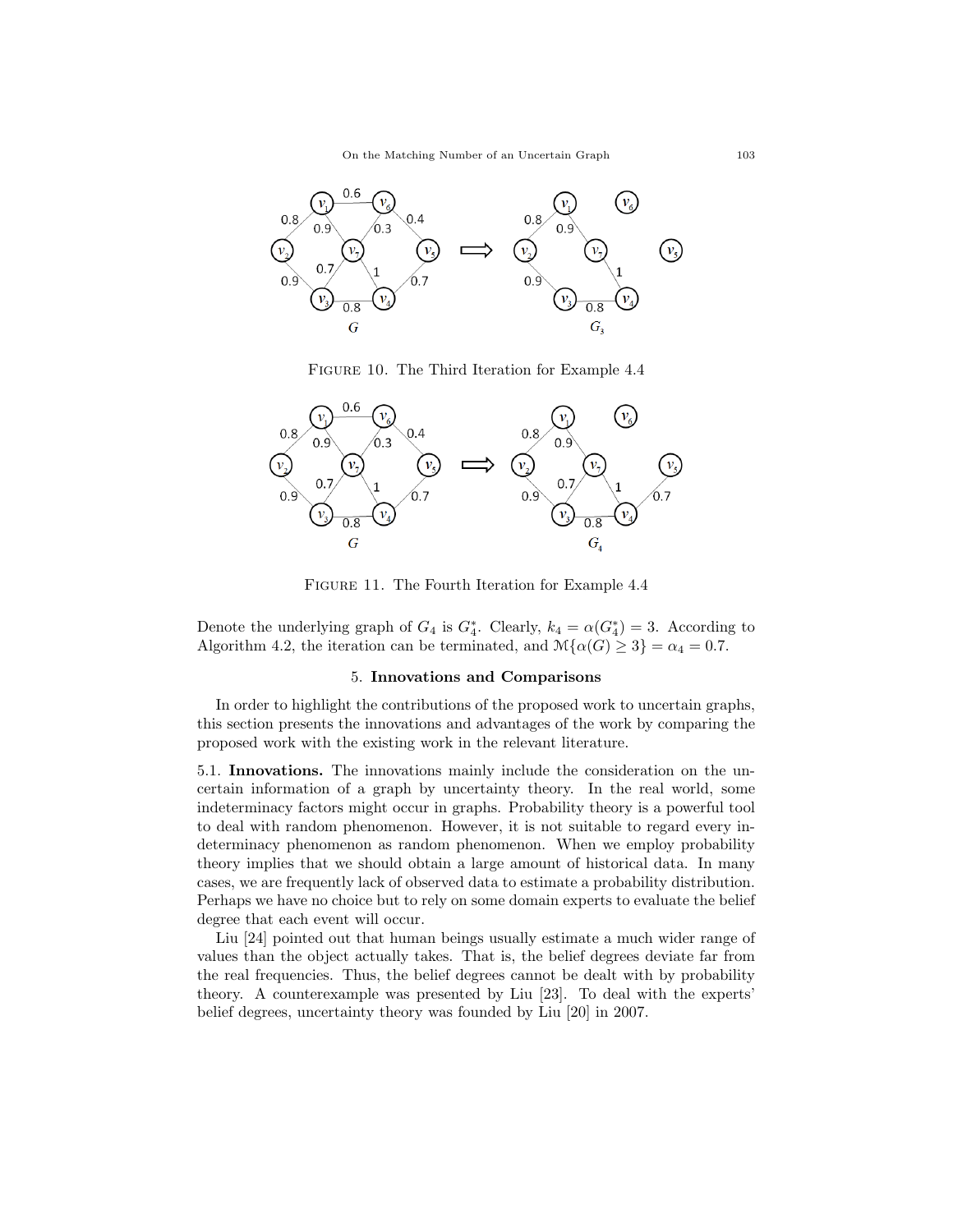FIGURE 10. The Third Iteration for Example 4.4

FIGURE 11. The Fourth Iteration for Example 4.4

Denote the underlying graph of $G_4$ is $G_4^*$. Clearly, $k_4 = \alpha(G_4^*) = 3$. According to Algorithm 4.2, the iteration can be terminated, and $\mathcal{M}\{\alpha(G) \geq 3\} = \alpha_4 = 0.7$.

## 5. Innovations and Comparisons

In order to highlight the contributions of the proposed work to uncertain graphs, this section presents the innovations and advantages of the work by comparing the proposed work with the existing work in the relevant literature.

### 5.1. Innovations.

The innovations mainly include the consideration on the uncertain information of a graph by uncertainty theory. In the real world, some indeterminacy factors might occur in graphs. Probability theory is a powerful tool to deal with random phenomenon. However, it is not suitable to regard every indeterminacy phenomenon as random phenomenon. When we employ probability theory implies that we should obtain a large amount of historical data. In many cases, we are frequently lack of observed data to estimate a probability distribution. Perhaps we have no choice but to rely on some domain experts to evaluate the belief degree that each event will occur.

Liu [24] pointed out that human beings usually estimate a much wider range of values than the object actually takes. That is, the belief degrees deviate far from the real frequencies. Thus, the belief degrees cannot be dealt with by probability theory. A counterexample was presented by Liu [23]. To deal with the experts' belief degrees, uncertainty theory was founded by Liu [20] in 2007.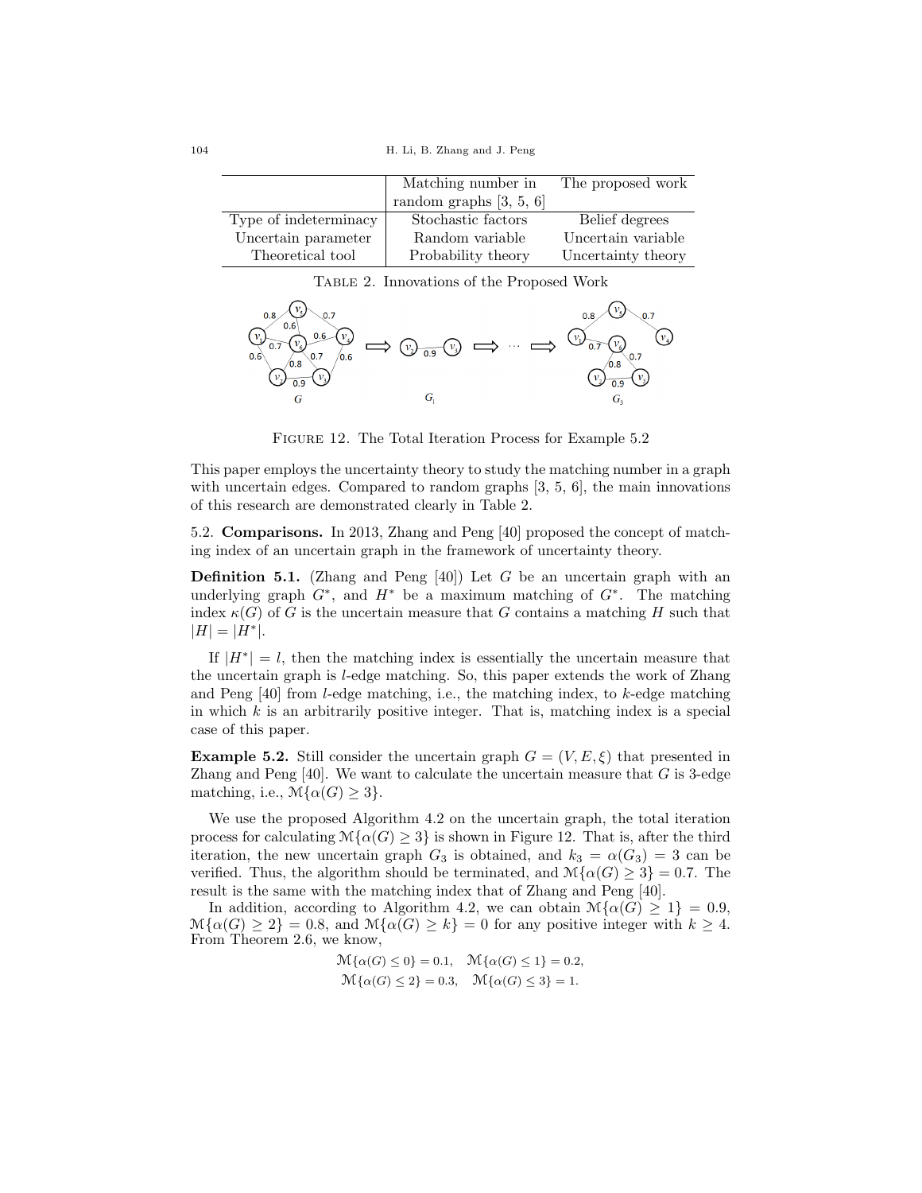| | Matching number in random graphs [3, 5, 6] | The proposed work |
|---|---|---|
| Type of indeterminacy | Stochastic factors | Belief degrees |
| Uncertain parameter | Random variable | Uncertain variable |
| Theoretical tool | Probability theory | Uncertainty theory |

Table 2. Innovations of the Proposed Work

Figure 12. The Total Iteration Process for Example 5.2

This paper employs the uncertainty theory to study the matching number in a graph with uncertain edges. Compared to random graphs [3, 5, 6], the main innovations of this research are demonstrated clearly in Table 2.

5.2. **Comparisons.** In 2013, Zhang and Peng [40] proposed the concept of matching index of an uncertain graph in the framework of uncertainty theory.

**Definition 5.1.** (Zhang and Peng [40]) Let $G$ be an uncertain graph with an underlying graph $G^*$, and $H^*$ be a maximum matching of $G^*$. The matching index $\kappa(G)$ of $G$ is the uncertain measure that $G$ contains a matching $H$ such that $|H| = |H^*|$.

If $|H^*| = l$, then the matching index is essentially the uncertain measure that the uncertain graph is $l$-edge matching. So, this paper extends the work of Zhang and Peng [40] from $l$-edge matching, i.e., the matching index, to $k$-edge matching in which $k$ is an arbitrarily positive integer. That is, matching index is a special case of this paper.

**Example 5.2.** Still consider the uncertain graph $G = (V, E, \xi)$ that presented in Zhang and Peng [40]. We want to calculate the uncertain measure that $G$ is 3-edge matching, i.e., $\mathcal{M}\{\alpha(G) \geq 3\}$.

We use the proposed Algorithm 4.2 on the uncertain graph, the total iteration process for calculating $\mathcal{M}\{\alpha(G) \geq 3\}$ is shown in Figure 12. That is, after the third iteration, the new uncertain graph $G_3$ is obtained, and $k_3 = \alpha(G_3) = 3$ can be verified. Thus, the algorithm should be terminated, and $\mathcal{M}\{\alpha(G) \geq 3\} = 0.7$. The result is the same with the matching index that of Zhang and Peng [40].

In addition, according to Algorithm 4.2, we can obtain $\mathcal{M}\{\alpha(G) \geq 1\} = 0.9$, $\mathcal{M}\{\alpha(G) \geq 2\} = 0.8$, and $\mathcal{M}\{\alpha(G) \geq k\} = 0$ for any positive integer with $k \geq 4$. From Theorem 2.6, we know,

$$\mathcal{M}\{\alpha(G) \leq 0\} = 0.1, \quad \mathcal{M}\{\alpha(G) \leq 1\} = 0.2,$$
$$\mathcal{M}\{\alpha(G) \leq 2\} = 0.3, \quad \mathcal{M}\{\alpha(G) \leq 3\} = 1.$$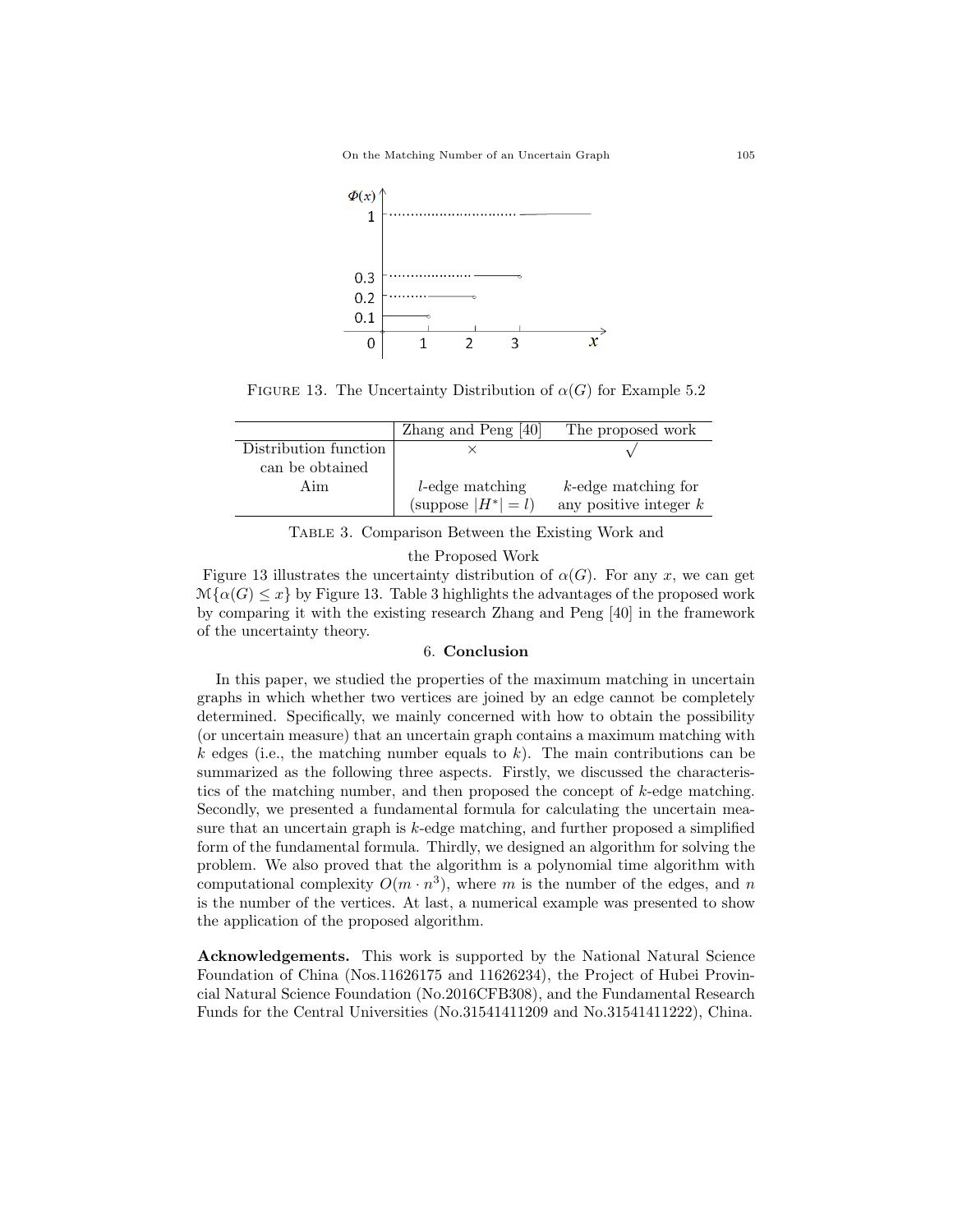FIGURE 13. The Uncertainty Distribution of $\alpha(G)$ for Example 5.2

| | Zhang and Peng [40] | The proposed work |
|---|---|---|
| Distribution function can be obtained | $\times$ | $\surd$ |
| Aim | $l$-edge matching (suppose $\lvert H^*\rvert = l$) | $k$-edge matching for any positive integer $k$ |

TABLE 3. Comparison Between the Existing Work and the Proposed Work

Figure 13 illustrates the uncertainty distribution of $\alpha(G)$. For any $x$, we can get $\mathcal{M}\{\alpha(G) \leq x\}$ by Figure 13. Table 3 highlights the advantages of the proposed work by comparing it with the existing research Zhang and Peng [40] in the framework of the uncertainty theory.

## 6. Conclusion

In this paper, we studied the properties of the maximum matching in uncertain graphs in which whether two vertices are joined by an edge cannot be completely determined. Specifically, we mainly concerned with how to obtain the possibility (or uncertain measure) that an uncertain graph contains a maximum matching with $k$ edges (i.e., the matching number equals to $k$). The main contributions can be summarized as the following three aspects. Firstly, we discussed the characteristics of the matching number, and then proposed the concept of $k$-edge matching. Secondly, we presented a fundamental formula for calculating the uncertain measure that an uncertain graph is $k$-edge matching, and further proposed a simplified form of the fundamental formula. Thirdly, we designed an algorithm for solving the problem. We also proved that the algorithm is a polynomial time algorithm with computational complexity $O(m \cdot n^3)$, where $m$ is the number of the edges, and $n$ is the number of the vertices. At last, a numerical example was presented to show the application of the proposed algorithm.

**Acknowledgements.** This work is supported by the National Natural Science Foundation of China (Nos.11626175 and 11626234), the Project of Hubei Provincial Natural Science Foundation (No.2016CFB308), and the Fundamental Research Funds for the Central Universities (No.31541411209 and No.31541411222), China.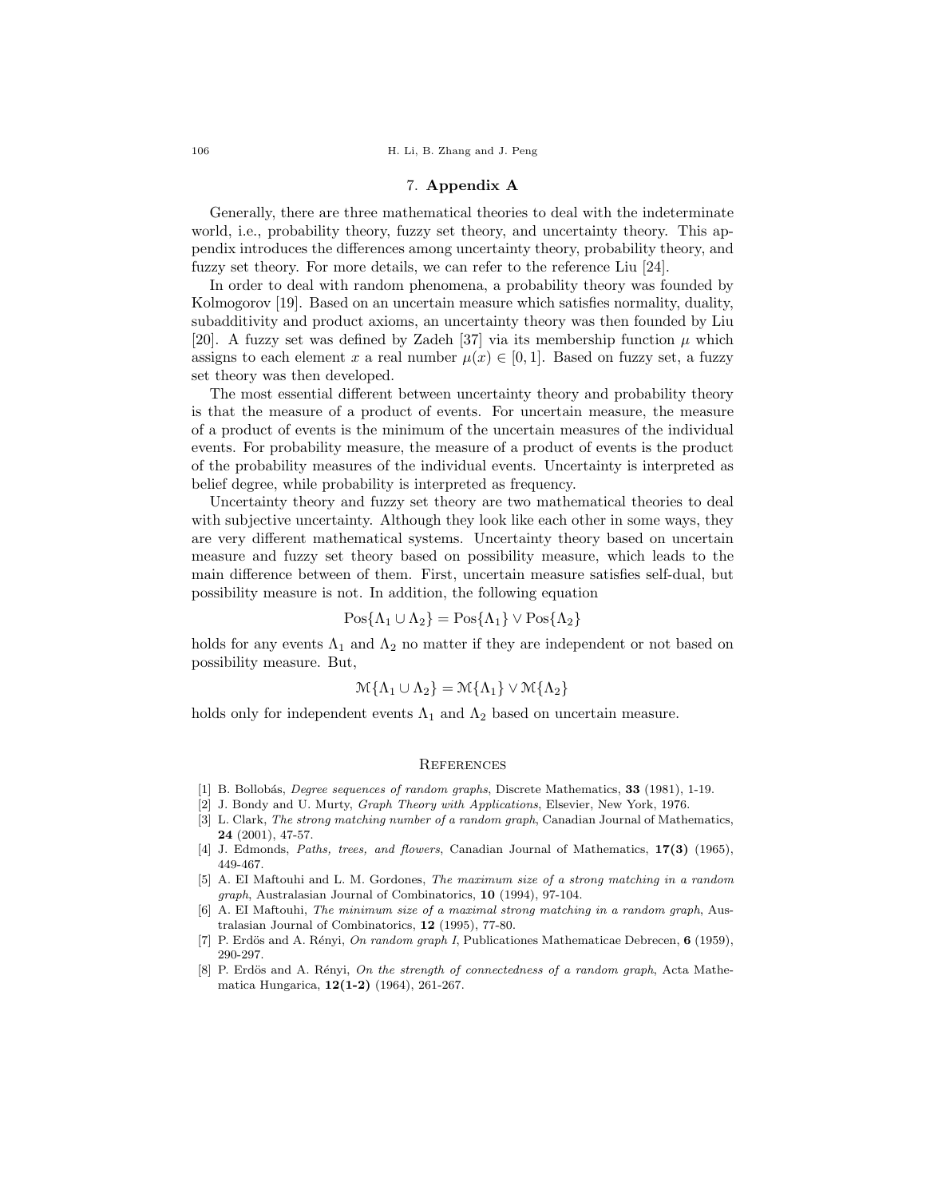## 7. **Appendix A**

Generally, there are three mathematical theories to deal with the indeterminate world, i.e., probability theory, fuzzy set theory, and uncertainty theory. This appendix introduces the differences among uncertainty theory, probability theory, and fuzzy set theory. For more details, we can refer to the reference Liu [24].

In order to deal with random phenomena, a probability theory was founded by Kolmogorov [19]. Based on an uncertain measure which satisfies normality, duality, subadditivity and product axioms, an uncertainty theory was then founded by Liu [20]. A fuzzy set was defined by Zadeh [37] via its membership function $\mu$ which assigns to each element $x$ a real number $\mu(x) \in [0, 1]$. Based on fuzzy set, a fuzzy set theory was then developed.

The most essential different between uncertainty theory and probability theory is that the measure of a product of events. For uncertain measure, the measure of a product of events is the minimum of the uncertain measures of the individual events. For probability measure, the measure of a product of events is the product of the probability measures of the individual events. Uncertainty is interpreted as belief degree, while probability is interpreted as frequency.

Uncertainty theory and fuzzy set theory are two mathematical theories to deal with subjective uncertainty. Although they look like each other in some ways, they are very different mathematical systems. Uncertainty theory based on uncertain measure and fuzzy set theory based on possibility measure, which leads to the main difference between of them. First, uncertain measure satisfies self-dual, but possibility measure is not. In addition, the following equation

$$\text{Pos}\{\Lambda_1 \cup \Lambda_2\} = \text{Pos}\{\Lambda_1\} \vee \text{Pos}\{\Lambda_2\}$$

holds for any events $\Lambda_1$ and $\Lambda_2$ no matter if they are independent or not based on possibility measure. But,

$$\mathcal{M}\{\Lambda_1 \cup \Lambda_2\} = \mathcal{M}\{\Lambda_1\} \vee \mathcal{M}\{\Lambda_2\}$$

holds only for independent events $\Lambda_1$ and $\Lambda_2$ based on uncertain measure.

## References

[1] B. Bollobás, *Degree sequences of random graphs*, Discrete Mathematics, **33** (1981), 1-19.

[2] J. Bondy and U. Murty, *Graph Theory with Applications*, Elsevier, New York, 1976.

[3] L. Clark, *The strong matching number of a random graph*, Canadian Journal of Mathematics, **24** (2001), 47-57.

[4] J. Edmonds, *Paths, trees, and flowers*, Canadian Journal of Mathematics, **17(3)** (1965), 449-467.

[5] A. EI Maftouhi and L. M. Gordones, *The maximum size of a strong matching in a random graph*, Australasian Journal of Combinatorics, **10** (1994), 97-104.

[6] A. EI Maftouhi, *The minimum size of a maximal strong matching in a random graph*, Australasian Journal of Combinatorics, **12** (1995), 77-80.

[7] P. Erdös and A. Rényi, *On random graph I*, Publicationes Mathematicae Debrecen, **6** (1959), 290-297.

[8] P. Erdös and A. Rényi, *On the strength of connectedness of a random graph*, Acta Mathematica Hungarica, **12(1-2)** (1964), 261-267.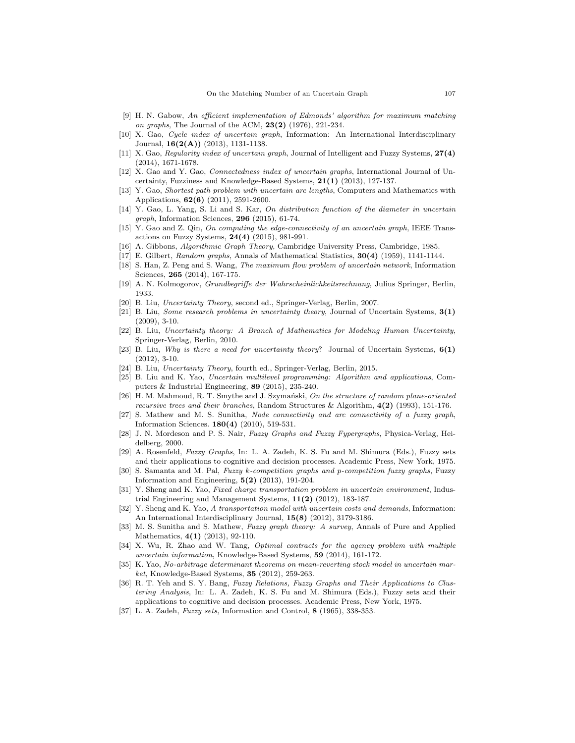[9] H. N. Gabow, *An efficient implementation of Edmonds' algorithm for maximum matching on graphs*, The Journal of the ACM, **23(2)** (1976), 221-234.

[10] X. Gao, *Cycle index of uncertain graph*, Information: An International Interdisciplinary Journal, **16(2(A))** (2013), 1131-1138.

[11] X. Gao, *Regularity index of uncertain graph*, Journal of Intelligent and Fuzzy Systems, **27(4)** (2014), 1671-1678.

[12] X. Gao and Y. Gao, *Connectedness index of uncertain graphs*, International Journal of Uncertainty, Fuzziness and Knowledge-Based Systems, **21(1)** (2013), 127-137.

[13] Y. Gao, *Shortest path problem with uncertain arc lengths*, Computers and Mathematics with Applications, **62(6)** (2011), 2591-2600.

[14] Y. Gao, L. Yang, S. Li and S. Kar, *On distribution function of the diameter in uncertain graph*, Information Sciences, **296** (2015), 61-74.

[15] Y. Gao and Z. Qin, *On computing the edge-connectivity of an uncertain graph*, IEEE Transactions on Fuzzy Systems, **24(4)** (2015), 981-991.

[16] A. Gibbons, *Algorithmic Graph Theory*, Cambridge University Press, Cambridge, 1985.

[17] E. Gilbert, *Random graphs*, Annals of Mathematical Statistics, **30(4)** (1959), 1141-1144.

[18] S. Han, Z. Peng and S. Wang, *The maximum flow problem of uncertain network*, Information Sciences, **265** (2014), 167-175.

[19] A. N. Kolmogorov, *Grundbegriffe der Wahrscheinlichkeitsrechnung*, Julius Springer, Berlin, 1933.

[20] B. Liu, *Uncertainty Theory*, second ed., Springer-Verlag, Berlin, 2007.

[21] B. Liu, *Some research problems in uncertainty theory*, Journal of Uncertain Systems, **3(1)** (2009), 3-10.

[22] B. Liu, *Uncertainty theory: A Branch of Mathematics for Modeling Human Uncertainty*, Springer-Verlag, Berlin, 2010.

[23] B. Liu, *Why is there a need for uncertainty theory*? Journal of Uncertain Systems, **6(1)** (2012), 3-10.

[24] B. Liu, *Uncertainty Theory*, fourth ed., Springer-Verlag, Berlin, 2015.

[25] B. Liu and K. Yao, *Uncertain multilevel programming: Algorithm and applications*, Computers & Industrial Engineering, **89** (2015), 235-240.

[26] H. M. Mahmoud, R. T. Smythe and J. Szymański, *On the structure of random plane-oriented recursive trees and their branches*, Random Structures & Algorithm, **4(2)** (1993), 151-176.

[27] S. Mathew and M. S. Sunitha, *Node connectivity and arc connectivity of a fuzzy graph*, Information Sciences. **180(4)** (2010), 519-531.

[28] J. N. Mordeson and P. S. Nair, *Fuzzy Graphs and Fuzzy Fypergraphs*, Physica-Verlag, Heidelberg, 2000.

[29] A. Rosenfeld, *Fuzzy Graphs*, In: L. A. Zadeh, K. S. Fu and M. Shimura (Eds.), Fuzzy sets and their applications to cognitive and decision processes. Academic Press, New York, 1975.

[30] S. Samanta and M. Pal, *Fuzzy k-competition graphs and p-competition fuzzy graphs*, Fuzzy Information and Engineering, **5(2)** (2013), 191-204.

[31] Y. Sheng and K. Yao, *Fixed charge transportation problem in uncertain environment*, Industrial Engineering and Management Systems, **11(2)** (2012), 183-187.

[32] Y. Sheng and K. Yao, *A transportation model with uncertain costs and demands*, Information: An International Interdisciplinary Journal, **15(8)** (2012), 3179-3186.

[33] M. S. Sunitha and S. Mathew, *Fuzzy graph theory: A survey*, Annals of Pure and Applied Mathematics, **4(1)** (2013), 92-110.

[34] X. Wu, R. Zhao and W. Tang, *Optimal contracts for the agency problem with multiple uncertain information*, Knowledge-Based Systems, **59** (2014), 161-172.

[35] K. Yao, *No-arbitrage determinant theorems on mean-reverting stock model in uncertain market*, Knowledge-Based Systems, **35** (2012), 259-263.

[36] R. T. Yeh and S. Y. Bang, *Fuzzy Relations, Fuzzy Graphs and Their Applications to Clustering Analysis*, In: L. A. Zadeh, K. S. Fu and M. Shimura (Eds.), Fuzzy sets and their applications to cognitive and decision processes. Academic Press, New York, 1975.

[37] L. A. Zadeh, *Fuzzy sets*, Information and Control, **8** (1965), 338-353.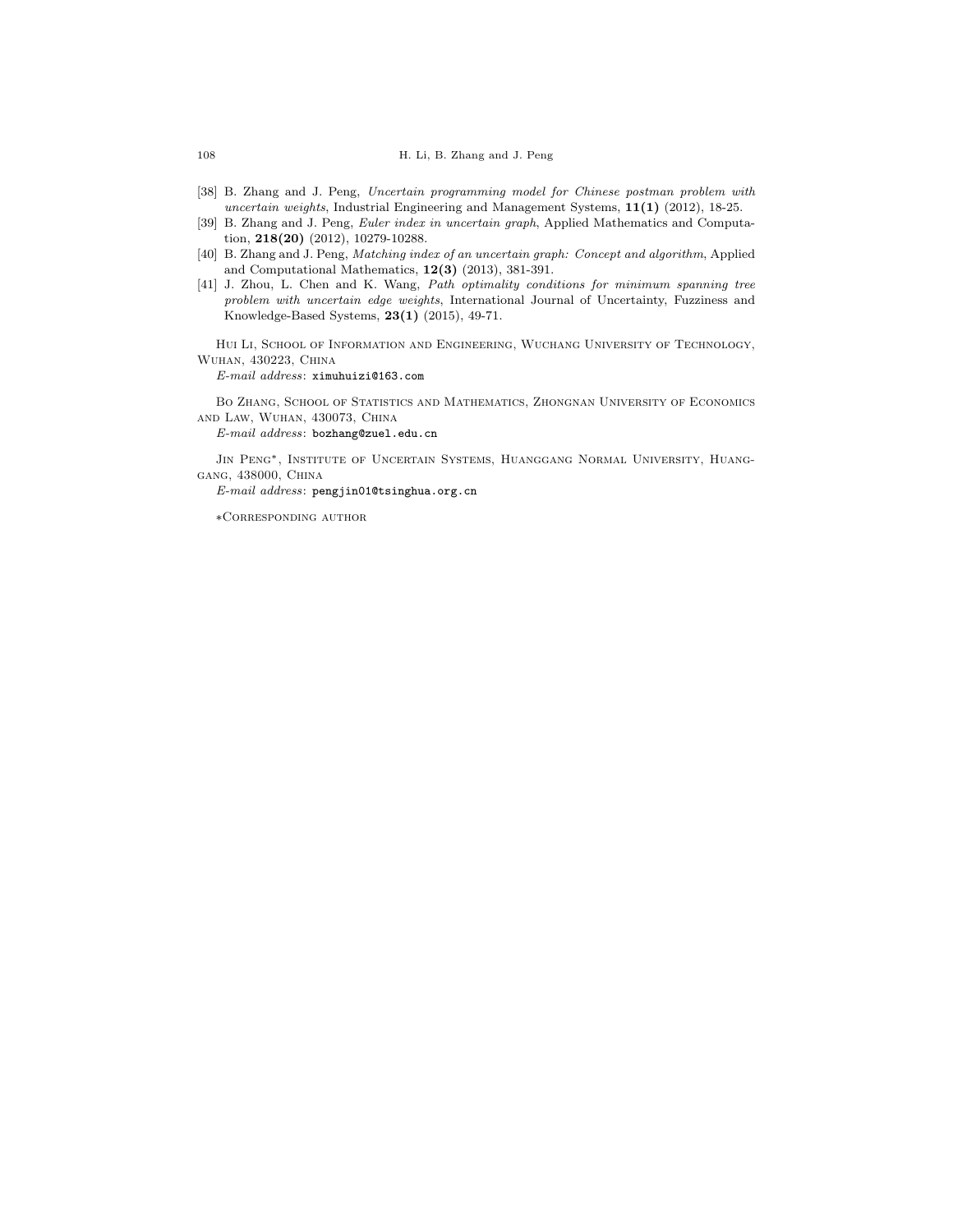[38] B. Zhang and J. Peng, *Uncertain programming model for Chinese postman problem with uncertain weights*, Industrial Engineering and Management Systems, **11(1)** (2012), 18-25.

[39] B. Zhang and J. Peng, *Euler index in uncertain graph*, Applied Mathematics and Computation, **218(20)** (2012), 10279-10288.

[40] B. Zhang and J. Peng, *Matching index of an uncertain graph: Concept and algorithm*, Applied and Computational Mathematics, **12(3)** (2013), 381-391.

[41] J. Zhou, L. Chen and K. Wang, *Path optimality conditions for minimum spanning tree problem with uncertain edge weights*, International Journal of Uncertainty, Fuzziness and Knowledge-Based Systems, **23(1)** (2015), 49-71.

Hui Li, School of Information and Engineering, Wuchang University of Technology, Wuhan, 430223, China

*E-mail address*: ximuhuizi@163.com

Bo Zhang, School of Statistics and Mathematics, Zhongnan University of Economics and Law, Wuhan, 430073, China

*E-mail address*: bozhang@zuel.edu.cn

Jin Peng*, Institute of Uncertain Systems, Huanggang Normal University, Huanggang, 438000, China

*E-mail address*: pengjin01@tsinghua.org.cn

*Corresponding author